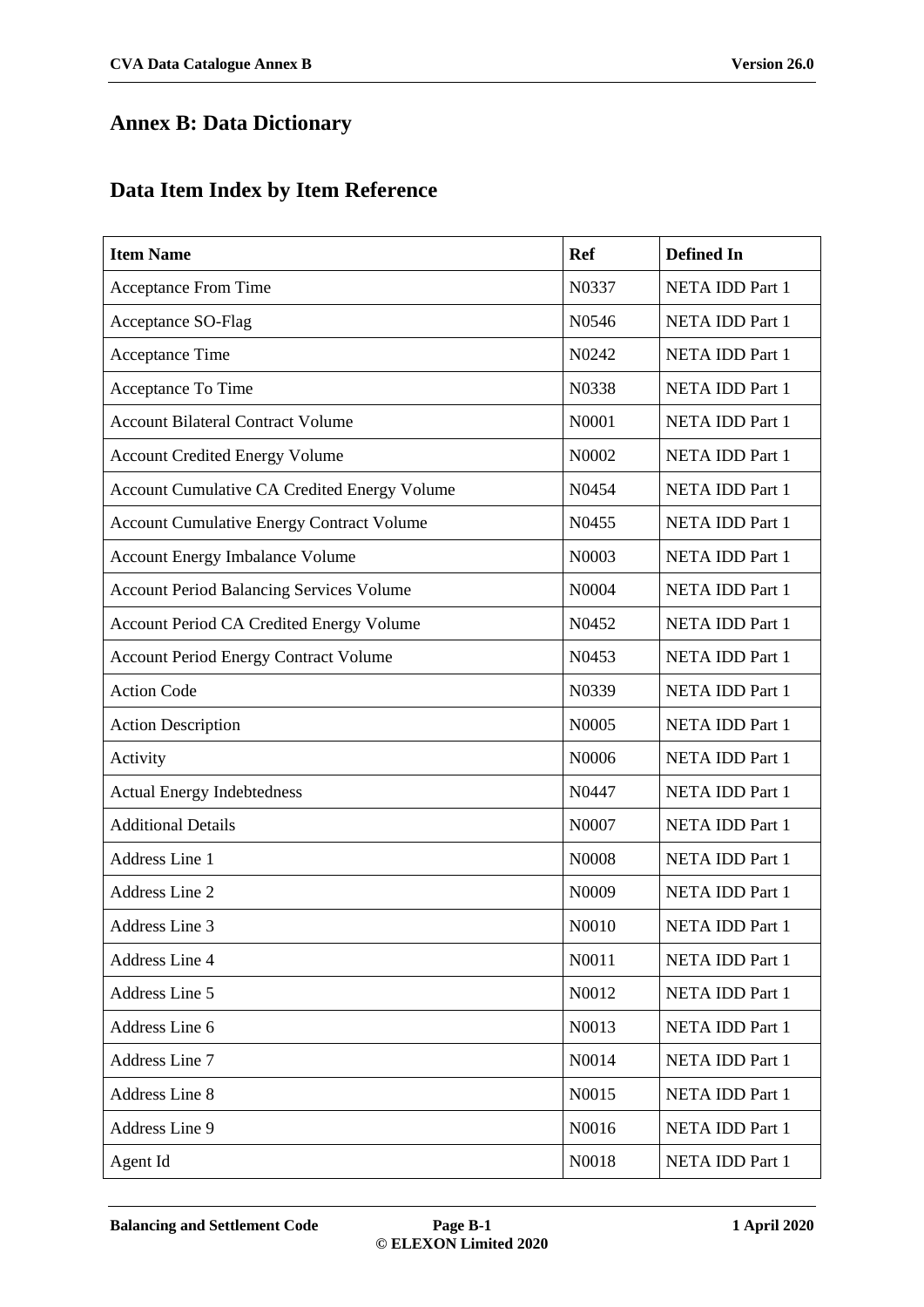# Annex B: Data Dictionary

## Data Item Index by Item Reference

| Item Name | Ref | Defined In |
|---|---|---|
| Acceptance From Time | N0337 | NETA IDD Part 1 |
| Acceptance SO-Flag | N0546 | NETA IDD Part 1 |
| Acceptance Time | N0242 | NETA IDD Part 1 |
| Acceptance To Time | N0338 | NETA IDD Part 1 |
| Account Bilateral Contract Volume | N0001 | NETA IDD Part 1 |
| Account Credited Energy Volume | N0002 | NETA IDD Part 1 |
| Account Cumulative CA Credited Energy Volume | N0454 | NETA IDD Part 1 |
| Account Cumulative Energy Contract Volume | N0455 | NETA IDD Part 1 |
| Account Energy Imbalance Volume | N0003 | NETA IDD Part 1 |
| Account Period Balancing Services Volume | N0004 | NETA IDD Part 1 |
| Account Period CA Credited Energy Volume | N0452 | NETA IDD Part 1 |
| Account Period Energy Contract Volume | N0453 | NETA IDD Part 1 |
| Action Code | N0339 | NETA IDD Part 1 |
| Action Description | N0005 | NETA IDD Part 1 |
| Activity | N0006 | NETA IDD Part 1 |
| Actual Energy Indebtedness | N0447 | NETA IDD Part 1 |
| Additional Details | N0007 | NETA IDD Part 1 |
| Address Line 1 | N0008 | NETA IDD Part 1 |
| Address Line 2 | N0009 | NETA IDD Part 1 |
| Address Line 3 | N0010 | NETA IDD Part 1 |
| Address Line 4 | N0011 | NETA IDD Part 1 |
| Address Line 5 | N0012 | NETA IDD Part 1 |
| Address Line 6 | N0013 | NETA IDD Part 1 |
| Address Line 7 | N0014 | NETA IDD Part 1 |
| Address Line 8 | N0015 | NETA IDD Part 1 |
| Address Line 9 | N0016 | NETA IDD Part 1 |
| Agent Id | N0018 | NETA IDD Part 1 |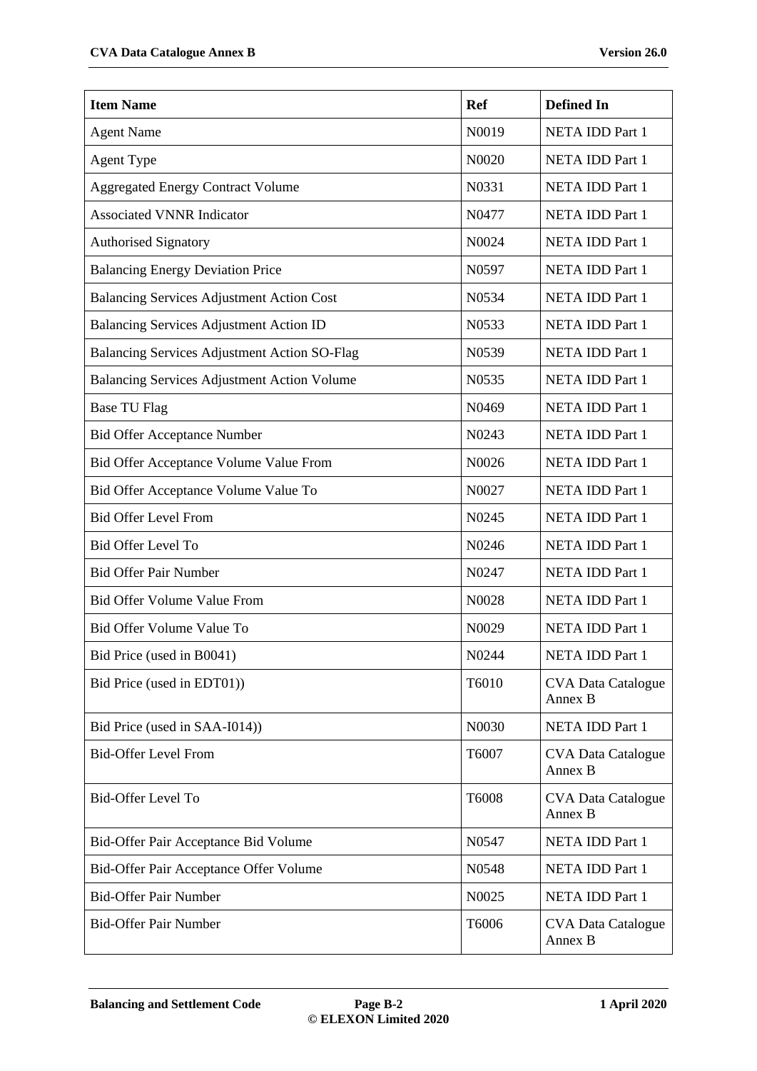| Item Name | Ref | Defined In |
|---|---|---|
| Agent Name | N0019 | NETA IDD Part 1 |
| Agent Type | N0020 | NETA IDD Part 1 |
| Aggregated Energy Contract Volume | N0331 | NETA IDD Part 1 |
| Associated VNNR Indicator | N0477 | NETA IDD Part 1 |
| Authorised Signatory | N0024 | NETA IDD Part 1 |
| Balancing Energy Deviation Price | N0597 | NETA IDD Part 1 |
| Balancing Services Adjustment Action Cost | N0534 | NETA IDD Part 1 |
| Balancing Services Adjustment Action ID | N0533 | NETA IDD Part 1 |
| Balancing Services Adjustment Action SO-Flag | N0539 | NETA IDD Part 1 |
| Balancing Services Adjustment Action Volume | N0535 | NETA IDD Part 1 |
| Base TU Flag | N0469 | NETA IDD Part 1 |
| Bid Offer Acceptance Number | N0243 | NETA IDD Part 1 |
| Bid Offer Acceptance Volume Value From | N0026 | NETA IDD Part 1 |
| Bid Offer Acceptance Volume Value To | N0027 | NETA IDD Part 1 |
| Bid Offer Level From | N0245 | NETA IDD Part 1 |
| Bid Offer Level To | N0246 | NETA IDD Part 1 |
| Bid Offer Pair Number | N0247 | NETA IDD Part 1 |
| Bid Offer Volume Value From | N0028 | NETA IDD Part 1 |
| Bid Offer Volume Value To | N0029 | NETA IDD Part 1 |
| Bid Price (used in B0041) | N0244 | NETA IDD Part 1 |
| Bid Price (used in EDT01)) | T6010 | CVA Data Catalogue Annex B |
| Bid Price (used in SAA-I014)) | N0030 | NETA IDD Part 1 |
| Bid-Offer Level From | T6007 | CVA Data Catalogue Annex B |
| Bid-Offer Level To | T6008 | CVA Data Catalogue Annex B |
| Bid-Offer Pair Acceptance Bid Volume | N0547 | NETA IDD Part 1 |
| Bid-Offer Pair Acceptance Offer Volume | N0548 | NETA IDD Part 1 |
| Bid-Offer Pair Number | N0025 | NETA IDD Part 1 |
| Bid-Offer Pair Number | T6006 | CVA Data Catalogue Annex B |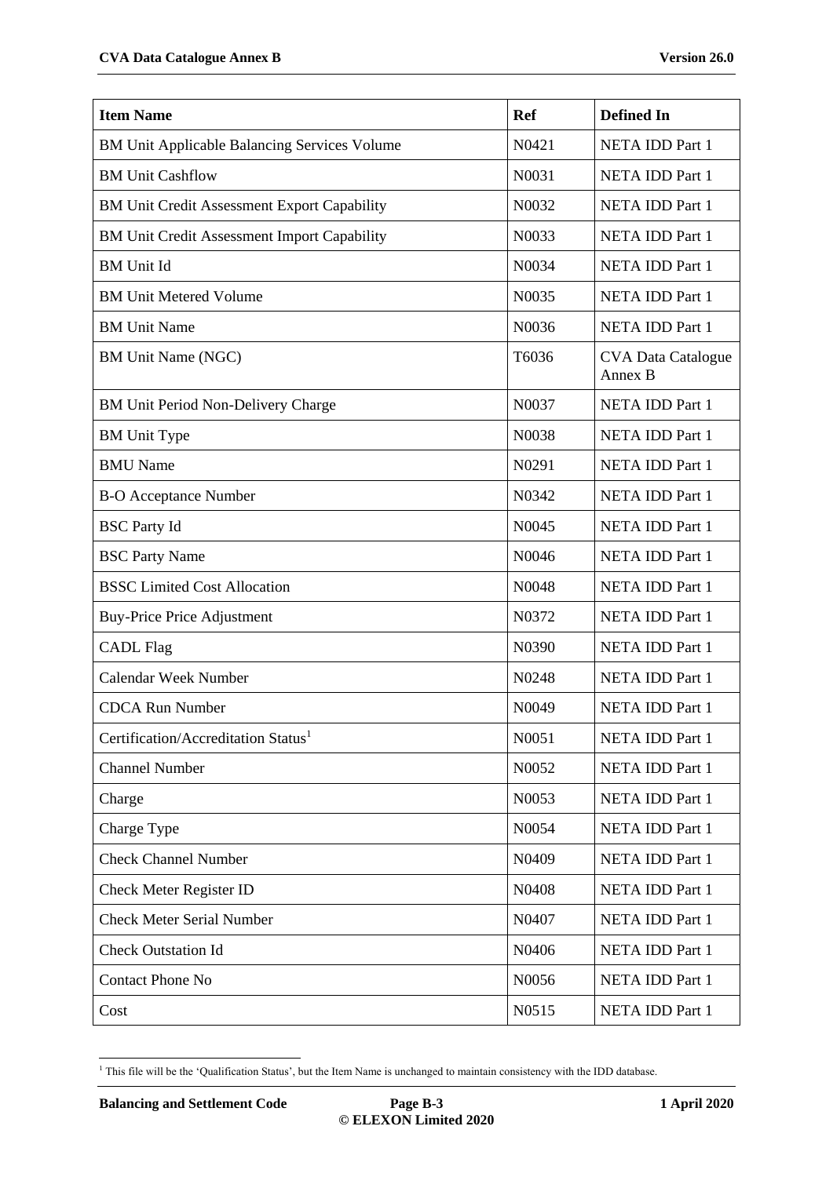| Item Name | Ref | Defined In |
| --- | --- | --- |
| BM Unit Applicable Balancing Services Volume | N0421 | NETA IDD Part 1 |
| BM Unit Cashflow | N0031 | NETA IDD Part 1 |
| BM Unit Credit Assessment Export Capability | N0032 | NETA IDD Part 1 |
| BM Unit Credit Assessment Import Capability | N0033 | NETA IDD Part 1 |
| BM Unit Id | N0034 | NETA IDD Part 1 |
| BM Unit Metered Volume | N0035 | NETA IDD Part 1 |
| BM Unit Name | N0036 | NETA IDD Part 1 |
| BM Unit Name (NGC) | T6036 | CVA Data Catalogue Annex B |
| BM Unit Period Non-Delivery Charge | N0037 | NETA IDD Part 1 |
| BM Unit Type | N0038 | NETA IDD Part 1 |
| BMU Name | N0291 | NETA IDD Part 1 |
| B-O Acceptance Number | N0342 | NETA IDD Part 1 |
| BSC Party Id | N0045 | NETA IDD Part 1 |
| BSC Party Name | N0046 | NETA IDD Part 1 |
| BSSC Limited Cost Allocation | N0048 | NETA IDD Part 1 |
| Buy-Price Price Adjustment | N0372 | NETA IDD Part 1 |
| CADL Flag | N0390 | NETA IDD Part 1 |
| Calendar Week Number | N0248 | NETA IDD Part 1 |
| CDCA Run Number | N0049 | NETA IDD Part 1 |
| Certification/Accreditation Status[1] | N0051 | NETA IDD Part 1 |
| Channel Number | N0052 | NETA IDD Part 1 |
| Charge | N0053 | NETA IDD Part 1 |
| Charge Type | N0054 | NETA IDD Part 1 |
| Check Channel Number | N0409 | NETA IDD Part 1 |
| Check Meter Register ID | N0408 | NETA IDD Part 1 |
| Check Meter Serial Number | N0407 | NETA IDD Part 1 |
| Check Outstation Id | N0406 | NETA IDD Part 1 |
| Contact Phone No | N0056 | NETA IDD Part 1 |
| Cost | N0515 | NETA IDD Part 1 |

[1] This file will be the 'Qualification Status', but the Item Name is unchanged to maintain consistency with the IDD database.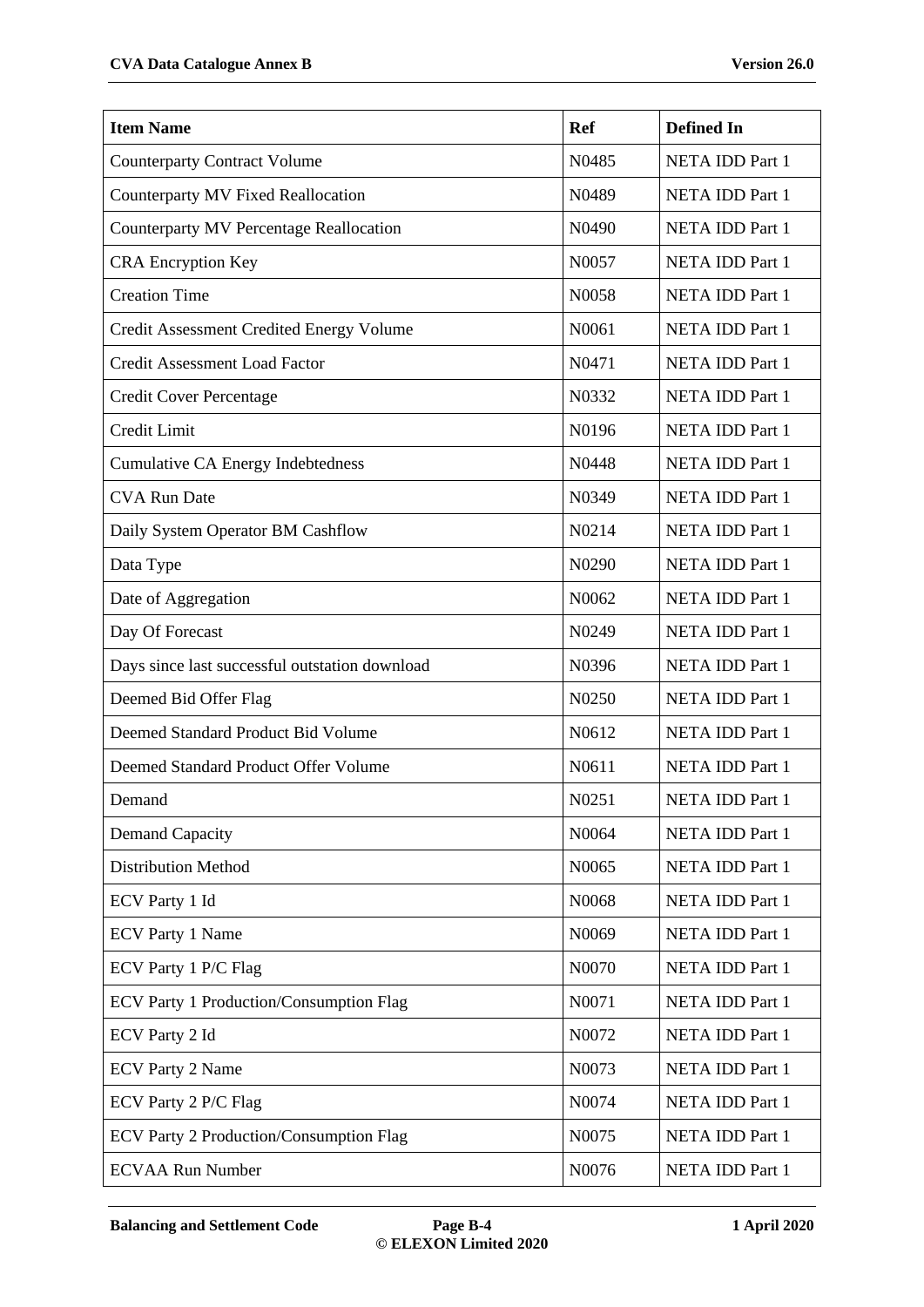| Item Name | Ref | Defined In |
|---|---|---|
| Counterparty Contract Volume | N0485 | NETA IDD Part 1 |
| Counterparty MV Fixed Reallocation | N0489 | NETA IDD Part 1 |
| Counterparty MV Percentage Reallocation | N0490 | NETA IDD Part 1 |
| CRA Encryption Key | N0057 | NETA IDD Part 1 |
| Creation Time | N0058 | NETA IDD Part 1 |
| Credit Assessment Credited Energy Volume | N0061 | NETA IDD Part 1 |
| Credit Assessment Load Factor | N0471 | NETA IDD Part 1 |
| Credit Cover Percentage | N0332 | NETA IDD Part 1 |
| Credit Limit | N0196 | NETA IDD Part 1 |
| Cumulative CA Energy Indebtedness | N0448 | NETA IDD Part 1 |
| CVA Run Date | N0349 | NETA IDD Part 1 |
| Daily System Operator BM Cashflow | N0214 | NETA IDD Part 1 |
| Data Type | N0290 | NETA IDD Part 1 |
| Date of Aggregation | N0062 | NETA IDD Part 1 |
| Day Of Forecast | N0249 | NETA IDD Part 1 |
| Days since last successful outstation download | N0396 | NETA IDD Part 1 |
| Deemed Bid Offer Flag | N0250 | NETA IDD Part 1 |
| Deemed Standard Product Bid Volume | N0612 | NETA IDD Part 1 |
| Deemed Standard Product Offer Volume | N0611 | NETA IDD Part 1 |
| Demand | N0251 | NETA IDD Part 1 |
| Demand Capacity | N0064 | NETA IDD Part 1 |
| Distribution Method | N0065 | NETA IDD Part 1 |
| ECV Party 1 Id | N0068 | NETA IDD Part 1 |
| ECV Party 1 Name | N0069 | NETA IDD Part 1 |
| ECV Party 1 P/C Flag | N0070 | NETA IDD Part 1 |
| ECV Party 1 Production/Consumption Flag | N0071 | NETA IDD Part 1 |
| ECV Party 2 Id | N0072 | NETA IDD Part 1 |
| ECV Party 2 Name | N0073 | NETA IDD Part 1 |
| ECV Party 2 P/C Flag | N0074 | NETA IDD Part 1 |
| ECV Party 2 Production/Consumption Flag | N0075 | NETA IDD Part 1 |
| ECVAA Run Number | N0076 | NETA IDD Part 1 |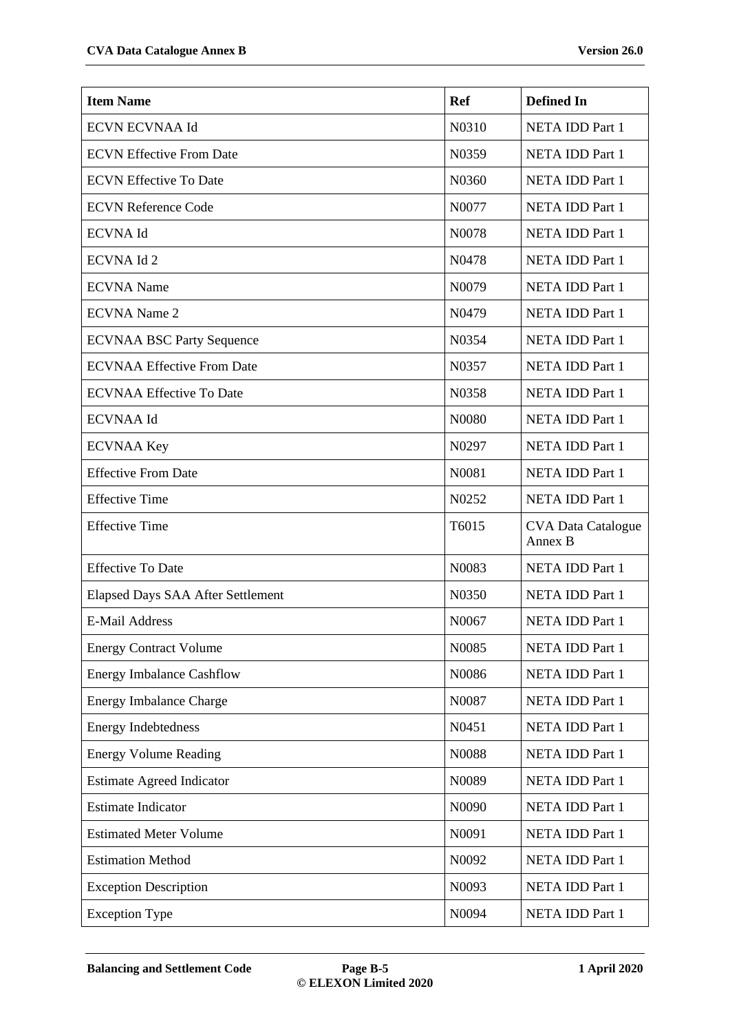| Item Name | Ref | Defined In |
| --- | --- | --- |
| ECVN ECVNAA Id | N0310 | NETA IDD Part 1 |
| ECVN Effective From Date | N0359 | NETA IDD Part 1 |
| ECVN Effective To Date | N0360 | NETA IDD Part 1 |
| ECVN Reference Code | N0077 | NETA IDD Part 1 |
| ECVNA Id | N0078 | NETA IDD Part 1 |
| ECVNA Id 2 | N0478 | NETA IDD Part 1 |
| ECVNA Name | N0079 | NETA IDD Part 1 |
| ECVNA Name 2 | N0479 | NETA IDD Part 1 |
| ECVNAA BSC Party Sequence | N0354 | NETA IDD Part 1 |
| ECVNAA Effective From Date | N0357 | NETA IDD Part 1 |
| ECVNAA Effective To Date | N0358 | NETA IDD Part 1 |
| ECVNAA Id | N0080 | NETA IDD Part 1 |
| ECVNAA Key | N0297 | NETA IDD Part 1 |
| Effective From Date | N0081 | NETA IDD Part 1 |
| Effective Time | N0252 | NETA IDD Part 1 |
| Effective Time | T6015 | CVA Data Catalogue Annex B |
| Effective To Date | N0083 | NETA IDD Part 1 |
| Elapsed Days SAA After Settlement | N0350 | NETA IDD Part 1 |
| E-Mail Address | N0067 | NETA IDD Part 1 |
| Energy Contract Volume | N0085 | NETA IDD Part 1 |
| Energy Imbalance Cashflow | N0086 | NETA IDD Part 1 |
| Energy Imbalance Charge | N0087 | NETA IDD Part 1 |
| Energy Indebtedness | N0451 | NETA IDD Part 1 |
| Energy Volume Reading | N0088 | NETA IDD Part 1 |
| Estimate Agreed Indicator | N0089 | NETA IDD Part 1 |
| Estimate Indicator | N0090 | NETA IDD Part 1 |
| Estimated Meter Volume | N0091 | NETA IDD Part 1 |
| Estimation Method | N0092 | NETA IDD Part 1 |
| Exception Description | N0093 | NETA IDD Part 1 |
| Exception Type | N0094 | NETA IDD Part 1 |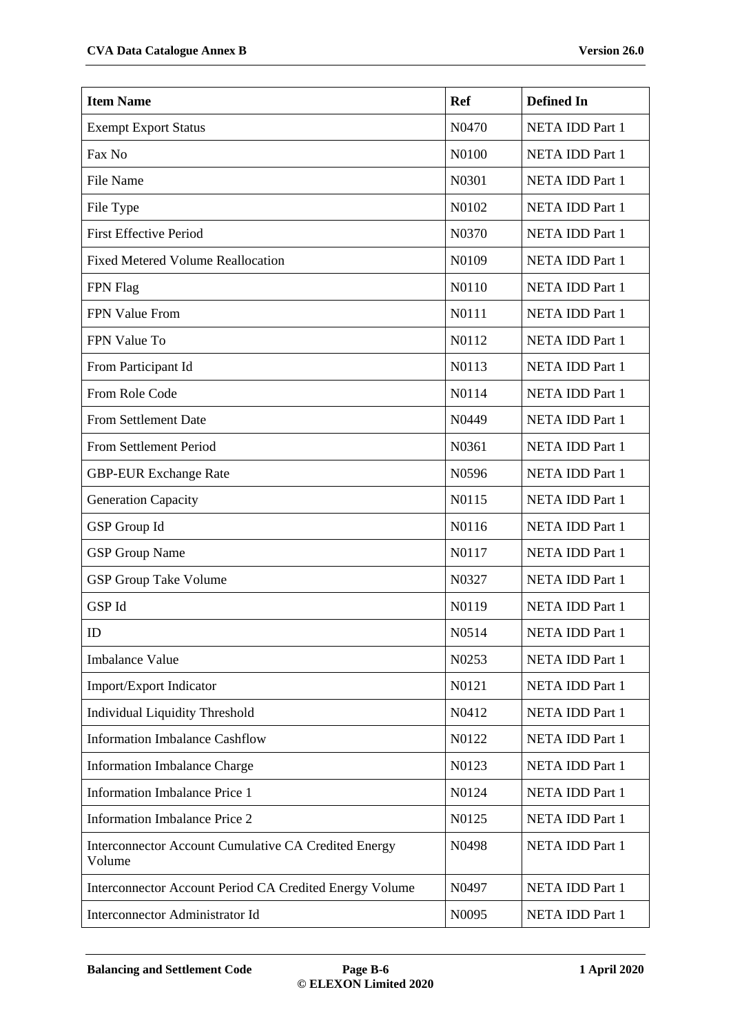| Item Name | Ref | Defined In |
|---|---|---|
| Exempt Export Status | N0470 | NETA IDD Part 1 |
| Fax No | N0100 | NETA IDD Part 1 |
| File Name | N0301 | NETA IDD Part 1 |
| File Type | N0102 | NETA IDD Part 1 |
| First Effective Period | N0370 | NETA IDD Part 1 |
| Fixed Metered Volume Reallocation | N0109 | NETA IDD Part 1 |
| FPN Flag | N0110 | NETA IDD Part 1 |
| FPN Value From | N0111 | NETA IDD Part 1 |
| FPN Value To | N0112 | NETA IDD Part 1 |
| From Participant Id | N0113 | NETA IDD Part 1 |
| From Role Code | N0114 | NETA IDD Part 1 |
| From Settlement Date | N0449 | NETA IDD Part 1 |
| From Settlement Period | N0361 | NETA IDD Part 1 |
| GBP-EUR Exchange Rate | N0596 | NETA IDD Part 1 |
| Generation Capacity | N0115 | NETA IDD Part 1 |
| GSP Group Id | N0116 | NETA IDD Part 1 |
| GSP Group Name | N0117 | NETA IDD Part 1 |
| GSP Group Take Volume | N0327 | NETA IDD Part 1 |
| GSP Id | N0119 | NETA IDD Part 1 |
| ID | N0514 | NETA IDD Part 1 |
| Imbalance Value | N0253 | NETA IDD Part 1 |
| Import/Export Indicator | N0121 | NETA IDD Part 1 |
| Individual Liquidity Threshold | N0412 | NETA IDD Part 1 |
| Information Imbalance Cashflow | N0122 | NETA IDD Part 1 |
| Information Imbalance Charge | N0123 | NETA IDD Part 1 |
| Information Imbalance Price 1 | N0124 | NETA IDD Part 1 |
| Information Imbalance Price 2 | N0125 | NETA IDD Part 1 |
| Interconnector Account Cumulative CA Credited Energy Volume | N0498 | NETA IDD Part 1 |
| Interconnector Account Period CA Credited Energy Volume | N0497 | NETA IDD Part 1 |
| Interconnector Administrator Id | N0095 | NETA IDD Part 1 |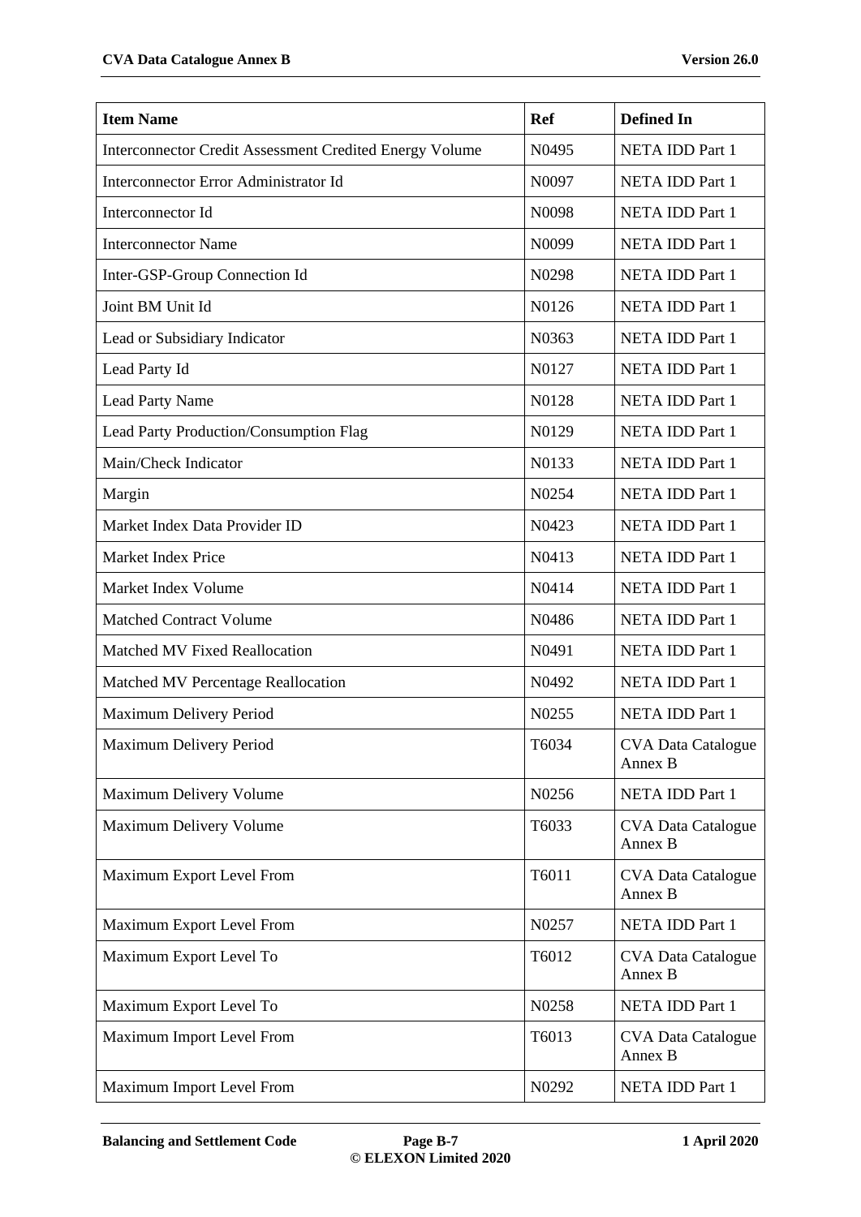| Item Name | Ref | Defined In |
|---|---|---|
| Interconnector Credit Assessment Credited Energy Volume | N0495 | NETA IDD Part 1 |
| Interconnector Error Administrator Id | N0097 | NETA IDD Part 1 |
| Interconnector Id | N0098 | NETA IDD Part 1 |
| Interconnector Name | N0099 | NETA IDD Part 1 |
| Inter-GSP-Group Connection Id | N0298 | NETA IDD Part 1 |
| Joint BM Unit Id | N0126 | NETA IDD Part 1 |
| Lead or Subsidiary Indicator | N0363 | NETA IDD Part 1 |
| Lead Party Id | N0127 | NETA IDD Part 1 |
| Lead Party Name | N0128 | NETA IDD Part 1 |
| Lead Party Production/Consumption Flag | N0129 | NETA IDD Part 1 |
| Main/Check Indicator | N0133 | NETA IDD Part 1 |
| Margin | N0254 | NETA IDD Part 1 |
| Market Index Data Provider ID | N0423 | NETA IDD Part 1 |
| Market Index Price | N0413 | NETA IDD Part 1 |
| Market Index Volume | N0414 | NETA IDD Part 1 |
| Matched Contract Volume | N0486 | NETA IDD Part 1 |
| Matched MV Fixed Reallocation | N0491 | NETA IDD Part 1 |
| Matched MV Percentage Reallocation | N0492 | NETA IDD Part 1 |
| Maximum Delivery Period | N0255 | NETA IDD Part 1 |
| Maximum Delivery Period | T6034 | CVA Data Catalogue Annex B |
| Maximum Delivery Volume | N0256 | NETA IDD Part 1 |
| Maximum Delivery Volume | T6033 | CVA Data Catalogue Annex B |
| Maximum Export Level From | T6011 | CVA Data Catalogue Annex B |
| Maximum Export Level From | N0257 | NETA IDD Part 1 |
| Maximum Export Level To | T6012 | CVA Data Catalogue Annex B |
| Maximum Export Level To | N0258 | NETA IDD Part 1 |
| Maximum Import Level From | T6013 | CVA Data Catalogue Annex B |
| Maximum Import Level From | N0292 | NETA IDD Part 1 |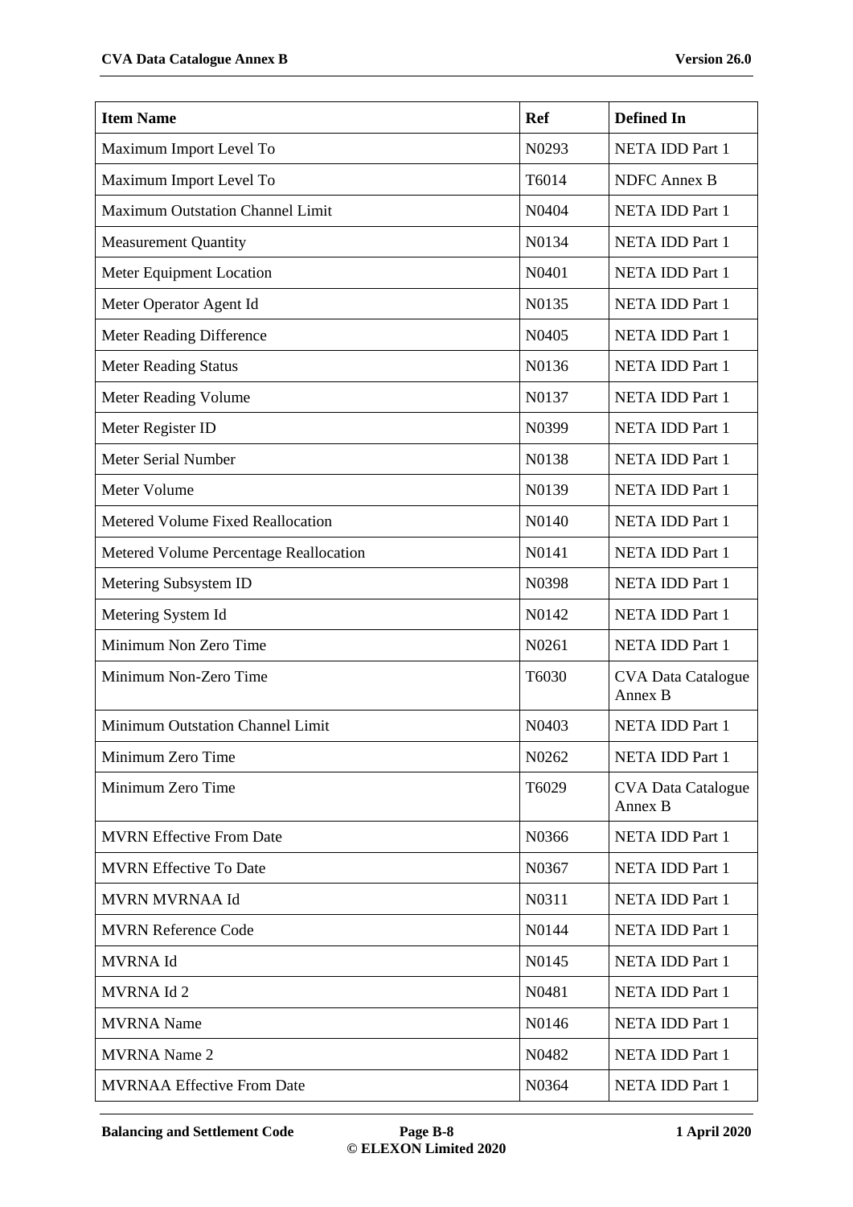| Item Name | Ref | Defined In |
|---|---|---|
| Maximum Import Level To | N0293 | NETA IDD Part 1 |
| Maximum Import Level To | T6014 | NDFC Annex B |
| Maximum Outstation Channel Limit | N0404 | NETA IDD Part 1 |
| Measurement Quantity | N0134 | NETA IDD Part 1 |
| Meter Equipment Location | N0401 | NETA IDD Part 1 |
| Meter Operator Agent Id | N0135 | NETA IDD Part 1 |
| Meter Reading Difference | N0405 | NETA IDD Part 1 |
| Meter Reading Status | N0136 | NETA IDD Part 1 |
| Meter Reading Volume | N0137 | NETA IDD Part 1 |
| Meter Register ID | N0399 | NETA IDD Part 1 |
| Meter Serial Number | N0138 | NETA IDD Part 1 |
| Meter Volume | N0139 | NETA IDD Part 1 |
| Metered Volume Fixed Reallocation | N0140 | NETA IDD Part 1 |
| Metered Volume Percentage Reallocation | N0141 | NETA IDD Part 1 |
| Metering Subsystem ID | N0398 | NETA IDD Part 1 |
| Metering System Id | N0142 | NETA IDD Part 1 |
| Minimum Non Zero Time | N0261 | NETA IDD Part 1 |
| Minimum Non-Zero Time | T6030 | CVA Data Catalogue Annex B |
| Minimum Outstation Channel Limit | N0403 | NETA IDD Part 1 |
| Minimum Zero Time | N0262 | NETA IDD Part 1 |
| Minimum Zero Time | T6029 | CVA Data Catalogue Annex B |
| MVRN Effective From Date | N0366 | NETA IDD Part 1 |
| MVRN Effective To Date | N0367 | NETA IDD Part 1 |
| MVRN MVRNAA Id | N0311 | NETA IDD Part 1 |
| MVRN Reference Code | N0144 | NETA IDD Part 1 |
| MVRNA Id | N0145 | NETA IDD Part 1 |
| MVRNA Id 2 | N0481 | NETA IDD Part 1 |
| MVRNA Name | N0146 | NETA IDD Part 1 |
| MVRNA Name 2 | N0482 | NETA IDD Part 1 |
| MVRNAA Effective From Date | N0364 | NETA IDD Part 1 |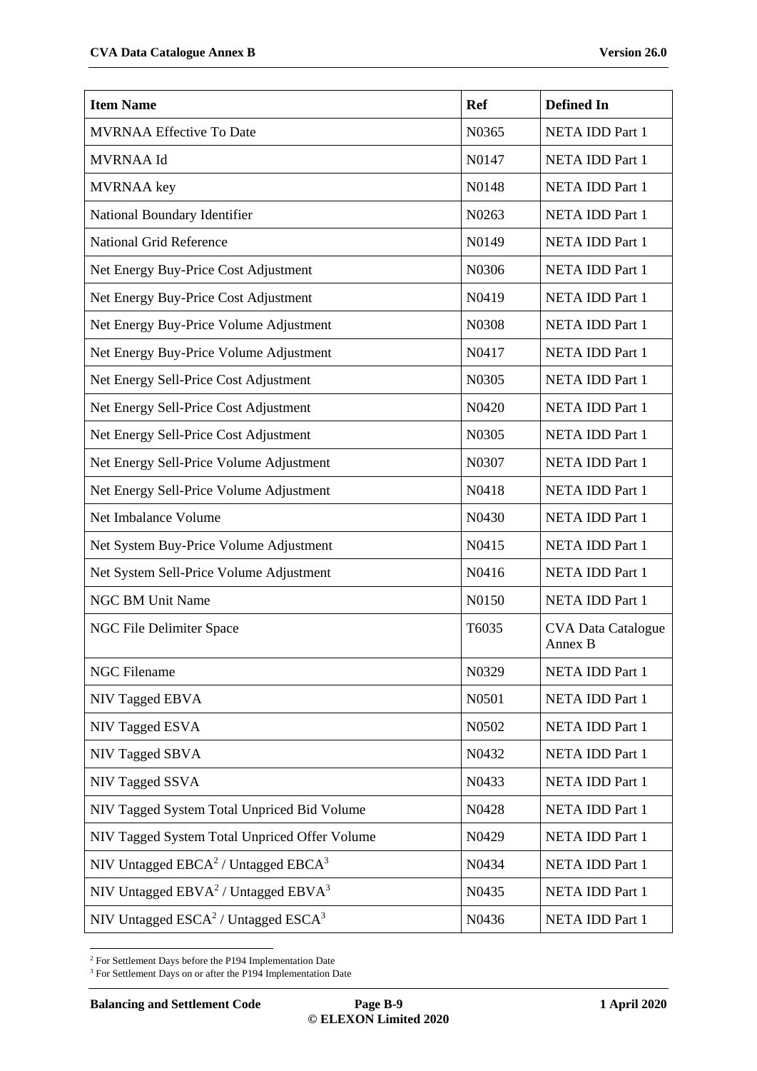| Item Name | Ref | Defined In |
|---|---|---|
| MVRNAA Effective To Date | N0365 | NETA IDD Part 1 |
| MVRNAA Id | N0147 | NETA IDD Part 1 |
| MVRNAA key | N0148 | NETA IDD Part 1 |
| National Boundary Identifier | N0263 | NETA IDD Part 1 |
| National Grid Reference | N0149 | NETA IDD Part 1 |
| Net Energy Buy-Price Cost Adjustment | N0306 | NETA IDD Part 1 |
| Net Energy Buy-Price Cost Adjustment | N0419 | NETA IDD Part 1 |
| Net Energy Buy-Price Volume Adjustment | N0308 | NETA IDD Part 1 |
| Net Energy Buy-Price Volume Adjustment | N0417 | NETA IDD Part 1 |
| Net Energy Sell-Price Cost Adjustment | N0305 | NETA IDD Part 1 |
| Net Energy Sell-Price Cost Adjustment | N0420 | NETA IDD Part 1 |
| Net Energy Sell-Price Cost Adjustment | N0305 | NETA IDD Part 1 |
| Net Energy Sell-Price Volume Adjustment | N0307 | NETA IDD Part 1 |
| Net Energy Sell-Price Volume Adjustment | N0418 | NETA IDD Part 1 |
| Net Imbalance Volume | N0430 | NETA IDD Part 1 |
| Net System Buy-Price Volume Adjustment | N0415 | NETA IDD Part 1 |
| Net System Sell-Price Volume Adjustment | N0416 | NETA IDD Part 1 |
| NGC BM Unit Name | N0150 | NETA IDD Part 1 |
| NGC File Delimiter Space | T6035 | CVA Data Catalogue Annex B |
| NGC Filename | N0329 | NETA IDD Part 1 |
| NIV Tagged EBVA | N0501 | NETA IDD Part 1 |
| NIV Tagged ESVA | N0502 | NETA IDD Part 1 |
| NIV Tagged SBVA | N0432 | NETA IDD Part 1 |
| NIV Tagged SSVA | N0433 | NETA IDD Part 1 |
| NIV Tagged System Total Unpriced Bid Volume | N0428 | NETA IDD Part 1 |
| NIV Tagged System Total Unpriced Offer Volume | N0429 | NETA IDD Part 1 |
| NIV Untagged EBCA[2] / Untagged EBCA[3] | N0434 | NETA IDD Part 1 |
| NIV Untagged EBVA[2] / Untagged EBVA[3] | N0435 | NETA IDD Part 1 |
| NIV Untagged ESCA[2] / Untagged ESCA[3] | N0436 | NETA IDD Part 1 |

[2] For Settlement Days before the P194 Implementation Date

[3] For Settlement Days on or after the P194 Implementation Date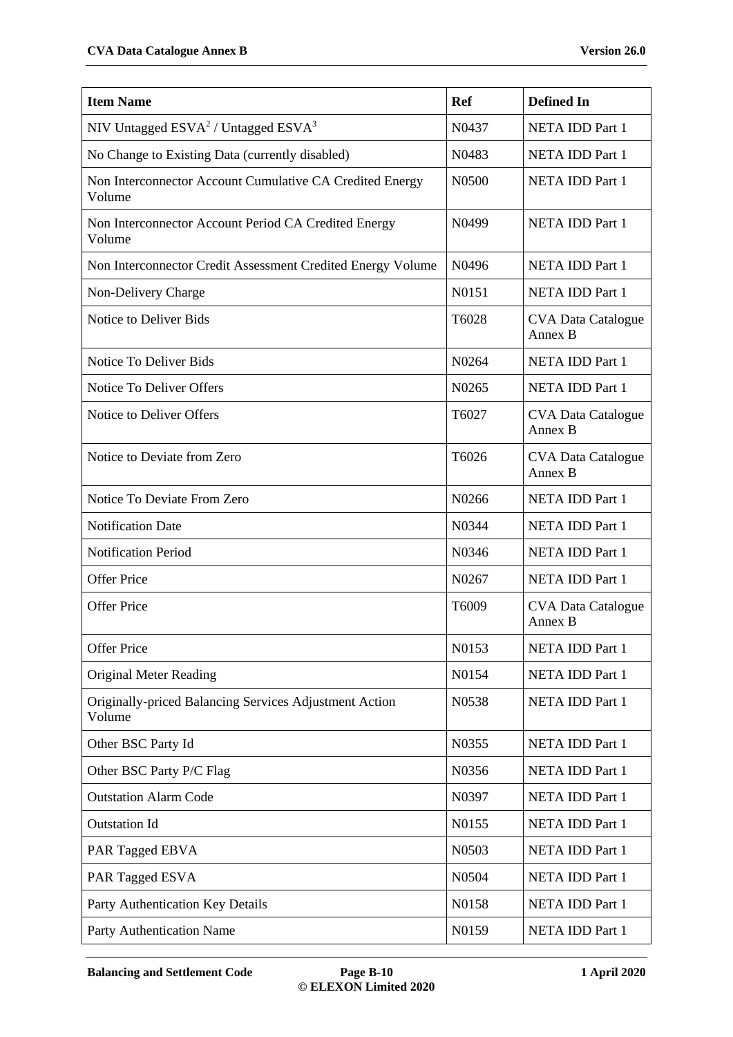| Item Name | Ref | Defined In |
|---|---|---|
| NIV Untagged ESVA[2] / Untagged ESVA[3] | N0437 | NETA IDD Part 1 |
| No Change to Existing Data (currently disabled) | N0483 | NETA IDD Part 1 |
| Non Interconnector Account Cumulative CA Credited Energy Volume | N0500 | NETA IDD Part 1 |
| Non Interconnector Account Period CA Credited Energy Volume | N0499 | NETA IDD Part 1 |
| Non Interconnector Credit Assessment Credited Energy Volume | N0496 | NETA IDD Part 1 |
| Non-Delivery Charge | N0151 | NETA IDD Part 1 |
| Notice to Deliver Bids | T6028 | CVA Data Catalogue Annex B |
| Notice To Deliver Bids | N0264 | NETA IDD Part 1 |
| Notice To Deliver Offers | N0265 | NETA IDD Part 1 |
| Notice to Deliver Offers | T6027 | CVA Data Catalogue Annex B |
| Notice to Deviate from Zero | T6026 | CVA Data Catalogue Annex B |
| Notice To Deviate From Zero | N0266 | NETA IDD Part 1 |
| Notification Date | N0344 | NETA IDD Part 1 |
| Notification Period | N0346 | NETA IDD Part 1 |
| Offer Price | N0267 | NETA IDD Part 1 |
| Offer Price | T6009 | CVA Data Catalogue Annex B |
| Offer Price | N0153 | NETA IDD Part 1 |
| Original Meter Reading | N0154 | NETA IDD Part 1 |
| Originally-priced Balancing Services Adjustment Action Volume | N0538 | NETA IDD Part 1 |
| Other BSC Party Id | N0355 | NETA IDD Part 1 |
| Other BSC Party P/C Flag | N0356 | NETA IDD Part 1 |
| Outstation Alarm Code | N0397 | NETA IDD Part 1 |
| Outstation Id | N0155 | NETA IDD Part 1 |
| PAR Tagged EBVA | N0503 | NETA IDD Part 1 |
| PAR Tagged ESVA | N0504 | NETA IDD Part 1 |
| Party Authentication Key Details | N0158 | NETA IDD Part 1 |
| Party Authentication Name | N0159 | NETA IDD Part 1 |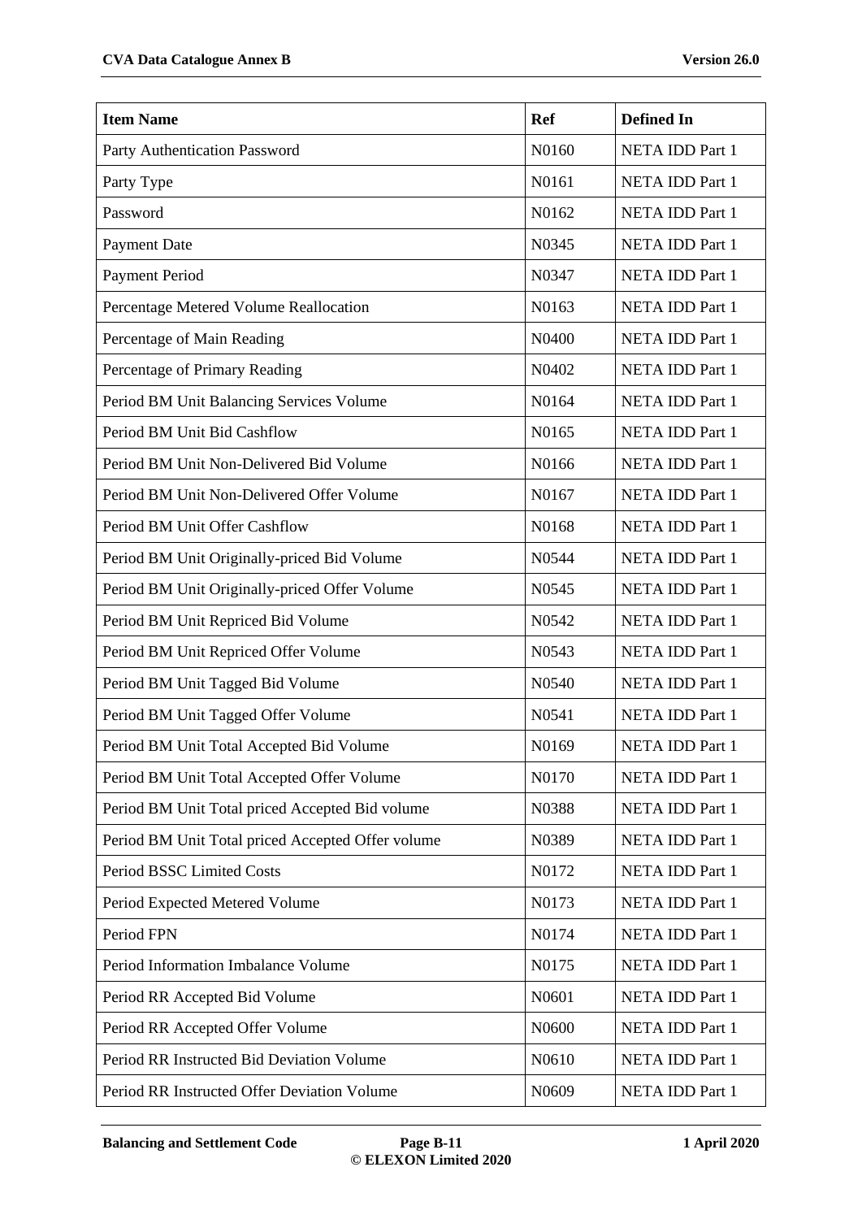| Item Name | Ref | Defined In |
|---|---|---|
| Party Authentication Password | N0160 | NETA IDD Part 1 |
| Party Type | N0161 | NETA IDD Part 1 |
| Password | N0162 | NETA IDD Part 1 |
| Payment Date | N0345 | NETA IDD Part 1 |
| Payment Period | N0347 | NETA IDD Part 1 |
| Percentage Metered Volume Reallocation | N0163 | NETA IDD Part 1 |
| Percentage of Main Reading | N0400 | NETA IDD Part 1 |
| Percentage of Primary Reading | N0402 | NETA IDD Part 1 |
| Period BM Unit Balancing Services Volume | N0164 | NETA IDD Part 1 |
| Period BM Unit Bid Cashflow | N0165 | NETA IDD Part 1 |
| Period BM Unit Non-Delivered Bid Volume | N0166 | NETA IDD Part 1 |
| Period BM Unit Non-Delivered Offer Volume | N0167 | NETA IDD Part 1 |
| Period BM Unit Offer Cashflow | N0168 | NETA IDD Part 1 |
| Period BM Unit Originally-priced Bid Volume | N0544 | NETA IDD Part 1 |
| Period BM Unit Originally-priced Offer Volume | N0545 | NETA IDD Part 1 |
| Period BM Unit Repriced Bid Volume | N0542 | NETA IDD Part 1 |
| Period BM Unit Repriced Offer Volume | N0543 | NETA IDD Part 1 |
| Period BM Unit Tagged Bid Volume | N0540 | NETA IDD Part 1 |
| Period BM Unit Tagged Offer Volume | N0541 | NETA IDD Part 1 |
| Period BM Unit Total Accepted Bid Volume | N0169 | NETA IDD Part 1 |
| Period BM Unit Total Accepted Offer Volume | N0170 | NETA IDD Part 1 |
| Period BM Unit Total priced Accepted Bid volume | N0388 | NETA IDD Part 1 |
| Period BM Unit Total priced Accepted Offer volume | N0389 | NETA IDD Part 1 |
| Period BSSC Limited Costs | N0172 | NETA IDD Part 1 |
| Period Expected Metered Volume | N0173 | NETA IDD Part 1 |
| Period FPN | N0174 | NETA IDD Part 1 |
| Period Information Imbalance Volume | N0175 | NETA IDD Part 1 |
| Period RR Accepted Bid Volume | N0601 | NETA IDD Part 1 |
| Period RR Accepted Offer Volume | N0600 | NETA IDD Part 1 |
| Period RR Instructed Bid Deviation Volume | N0610 | NETA IDD Part 1 |
| Period RR Instructed Offer Deviation Volume | N0609 | NETA IDD Part 1 |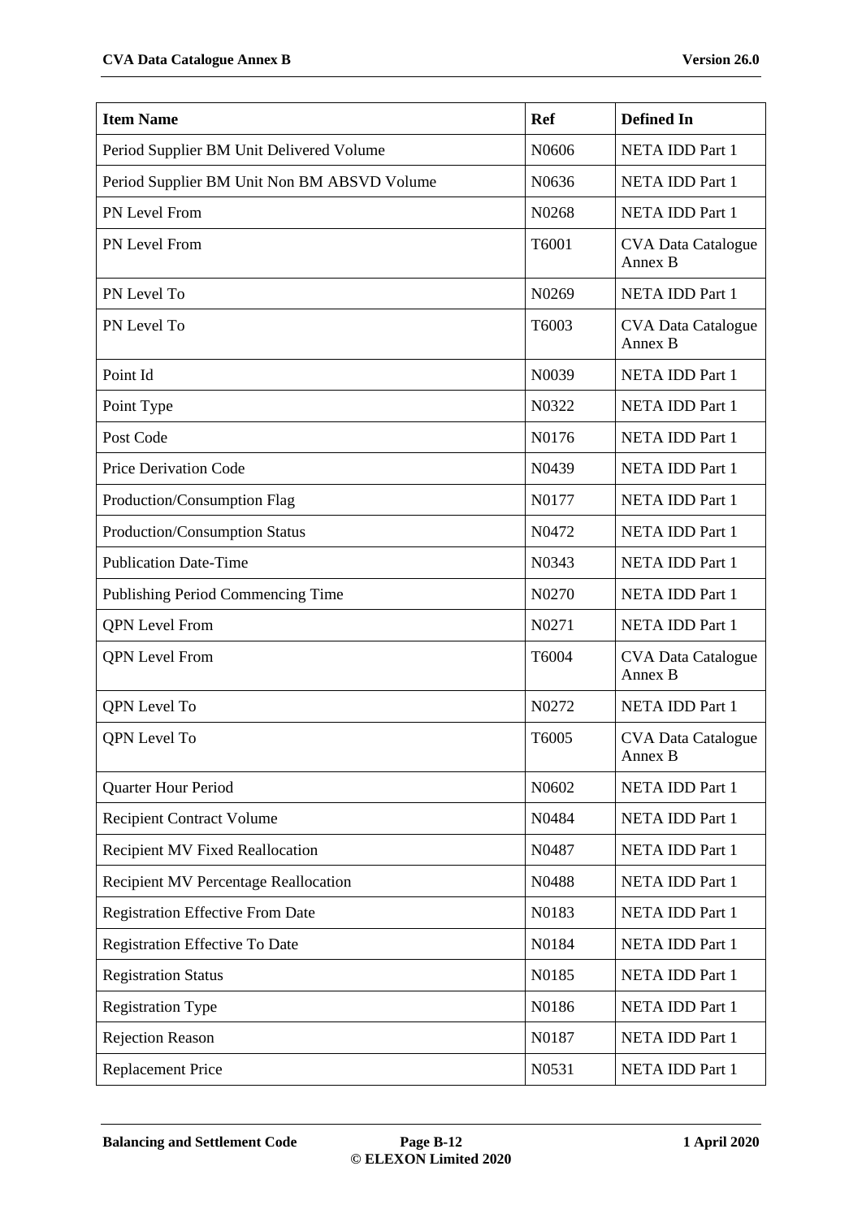| Item Name | Ref | Defined In |
|---|---|---|
| Period Supplier BM Unit Delivered Volume | N0606 | NETA IDD Part 1 |
| Period Supplier BM Unit Non BM ABSVD Volume | N0636 | NETA IDD Part 1 |
| PN Level From | N0268 | NETA IDD Part 1 |
| PN Level From | T6001 | CVA Data Catalogue Annex B |
| PN Level To | N0269 | NETA IDD Part 1 |
| PN Level To | T6003 | CVA Data Catalogue Annex B |
| Point Id | N0039 | NETA IDD Part 1 |
| Point Type | N0322 | NETA IDD Part 1 |
| Post Code | N0176 | NETA IDD Part 1 |
| Price Derivation Code | N0439 | NETA IDD Part 1 |
| Production/Consumption Flag | N0177 | NETA IDD Part 1 |
| Production/Consumption Status | N0472 | NETA IDD Part 1 |
| Publication Date-Time | N0343 | NETA IDD Part 1 |
| Publishing Period Commencing Time | N0270 | NETA IDD Part 1 |
| QPN Level From | N0271 | NETA IDD Part 1 |
| QPN Level From | T6004 | CVA Data Catalogue Annex B |
| QPN Level To | N0272 | NETA IDD Part 1 |
| QPN Level To | T6005 | CVA Data Catalogue Annex B |
| Quarter Hour Period | N0602 | NETA IDD Part 1 |
| Recipient Contract Volume | N0484 | NETA IDD Part 1 |
| Recipient MV Fixed Reallocation | N0487 | NETA IDD Part 1 |
| Recipient MV Percentage Reallocation | N0488 | NETA IDD Part 1 |
| Registration Effective From Date | N0183 | NETA IDD Part 1 |
| Registration Effective To Date | N0184 | NETA IDD Part 1 |
| Registration Status | N0185 | NETA IDD Part 1 |
| Registration Type | N0186 | NETA IDD Part 1 |
| Rejection Reason | N0187 | NETA IDD Part 1 |
| Replacement Price | N0531 | NETA IDD Part 1 |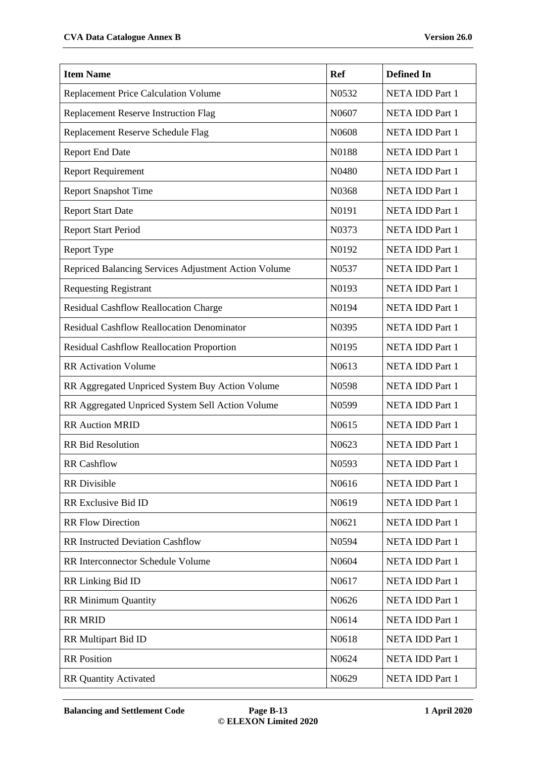| Item Name | Ref | Defined In |
|---|---|---|
| Replacement Price Calculation Volume | N0532 | NETA IDD Part 1 |
| Replacement Reserve Instruction Flag | N0607 | NETA IDD Part 1 |
| Replacement Reserve Schedule Flag | N0608 | NETA IDD Part 1 |
| Report End Date | N0188 | NETA IDD Part 1 |
| Report Requirement | N0480 | NETA IDD Part 1 |
| Report Snapshot Time | N0368 | NETA IDD Part 1 |
| Report Start Date | N0191 | NETA IDD Part 1 |
| Report Start Period | N0373 | NETA IDD Part 1 |
| Report Type | N0192 | NETA IDD Part 1 |
| Repriced Balancing Services Adjustment Action Volume | N0537 | NETA IDD Part 1 |
| Requesting Registrant | N0193 | NETA IDD Part 1 |
| Residual Cashflow Reallocation Charge | N0194 | NETA IDD Part 1 |
| Residual Cashflow Reallocation Denominator | N0395 | NETA IDD Part 1 |
| Residual Cashflow Reallocation Proportion | N0195 | NETA IDD Part 1 |
| RR Activation Volume | N0613 | NETA IDD Part 1 |
| RR Aggregated Unpriced System Buy Action Volume | N0598 | NETA IDD Part 1 |
| RR Aggregated Unpriced System Sell Action Volume | N0599 | NETA IDD Part 1 |
| RR Auction MRID | N0615 | NETA IDD Part 1 |
| RR Bid Resolution | N0623 | NETA IDD Part 1 |
| RR Cashflow | N0593 | NETA IDD Part 1 |
| RR Divisible | N0616 | NETA IDD Part 1 |
| RR Exclusive Bid ID | N0619 | NETA IDD Part 1 |
| RR Flow Direction | N0621 | NETA IDD Part 1 |
| RR Instructed Deviation Cashflow | N0594 | NETA IDD Part 1 |
| RR Interconnector Schedule Volume | N0604 | NETA IDD Part 1 |
| RR Linking Bid ID | N0617 | NETA IDD Part 1 |
| RR Minimum Quantity | N0626 | NETA IDD Part 1 |
| RR MRID | N0614 | NETA IDD Part 1 |
| RR Multipart Bid ID | N0618 | NETA IDD Part 1 |
| RR Position | N0624 | NETA IDD Part 1 |
| RR Quantity Activated | N0629 | NETA IDD Part 1 |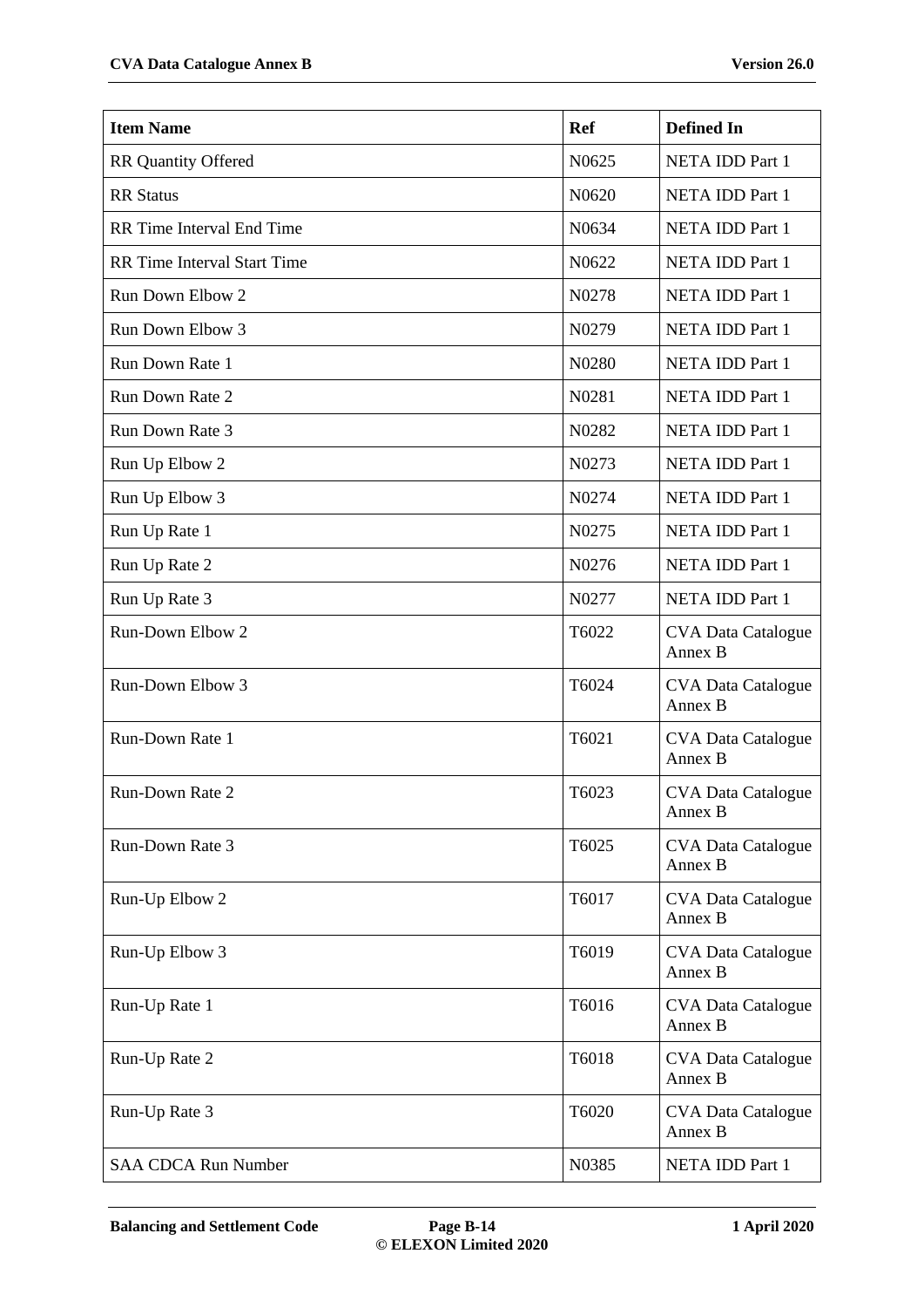| Item Name | Ref | Defined In |
|---|---|---|
| RR Quantity Offered | N0625 | NETA IDD Part 1 |
| RR Status | N0620 | NETA IDD Part 1 |
| RR Time Interval End Time | N0634 | NETA IDD Part 1 |
| RR Time Interval Start Time | N0622 | NETA IDD Part 1 |
| Run Down Elbow 2 | N0278 | NETA IDD Part 1 |
| Run Down Elbow 3 | N0279 | NETA IDD Part 1 |
| Run Down Rate 1 | N0280 | NETA IDD Part 1 |
| Run Down Rate 2 | N0281 | NETA IDD Part 1 |
| Run Down Rate 3 | N0282 | NETA IDD Part 1 |
| Run Up Elbow 2 | N0273 | NETA IDD Part 1 |
| Run Up Elbow 3 | N0274 | NETA IDD Part 1 |
| Run Up Rate 1 | N0275 | NETA IDD Part 1 |
| Run Up Rate 2 | N0276 | NETA IDD Part 1 |
| Run Up Rate 3 | N0277 | NETA IDD Part 1 |
| Run-Down Elbow 2 | T6022 | CVA Data Catalogue Annex B |
| Run-Down Elbow 3 | T6024 | CVA Data Catalogue Annex B |
| Run-Down Rate 1 | T6021 | CVA Data Catalogue Annex B |
| Run-Down Rate 2 | T6023 | CVA Data Catalogue Annex B |
| Run-Down Rate 3 | T6025 | CVA Data Catalogue Annex B |
| Run-Up Elbow 2 | T6017 | CVA Data Catalogue Annex B |
| Run-Up Elbow 3 | T6019 | CVA Data Catalogue Annex B |
| Run-Up Rate 1 | T6016 | CVA Data Catalogue Annex B |
| Run-Up Rate 2 | T6018 | CVA Data Catalogue Annex B |
| Run-Up Rate 3 | T6020 | CVA Data Catalogue Annex B |
| SAA CDCA Run Number | N0385 | NETA IDD Part 1 |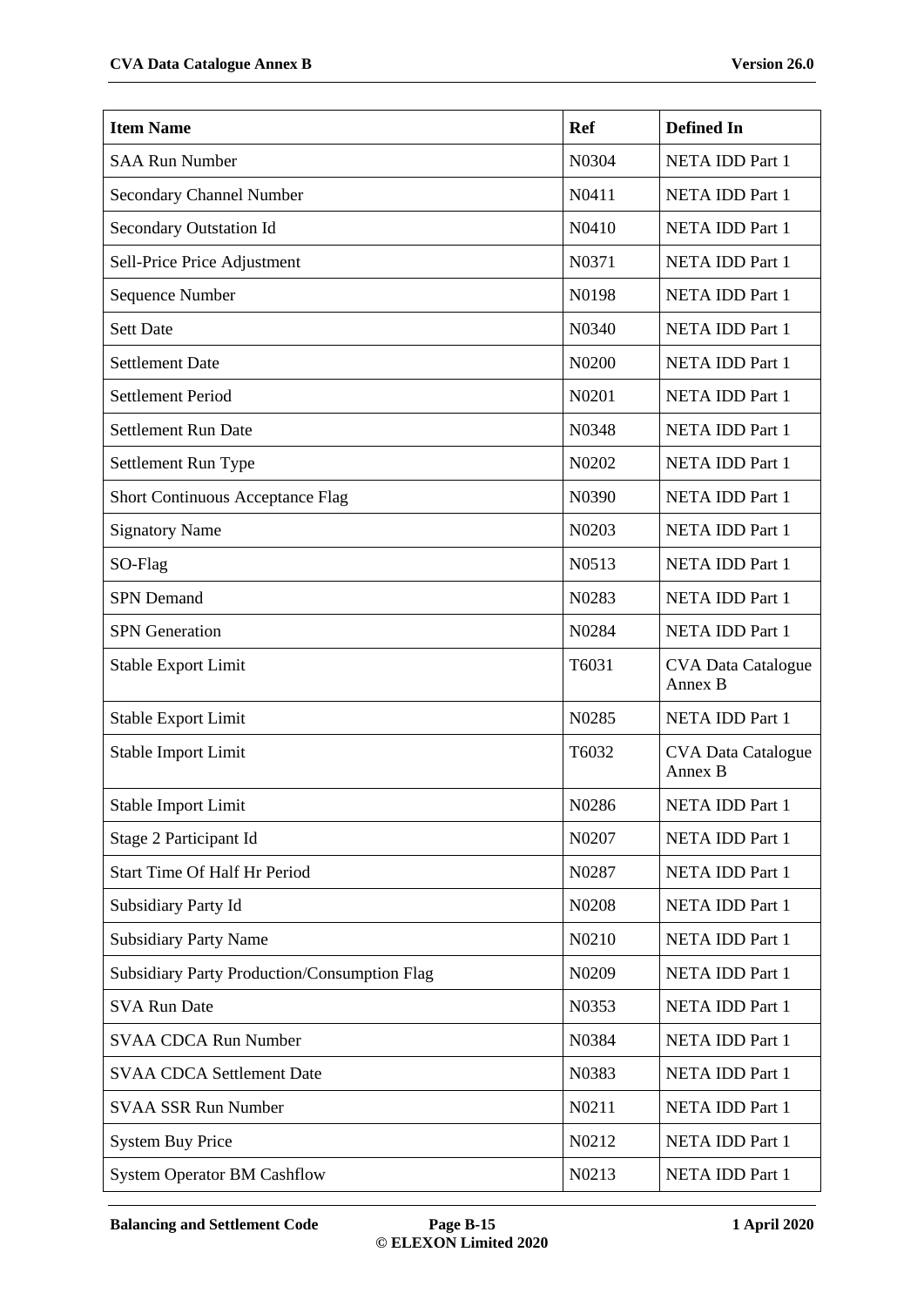| Item Name | Ref | Defined In |
|---|---|---|
| SAA Run Number | N0304 | NETA IDD Part 1 |
| Secondary Channel Number | N0411 | NETA IDD Part 1 |
| Secondary Outstation Id | N0410 | NETA IDD Part 1 |
| Sell-Price Price Adjustment | N0371 | NETA IDD Part 1 |
| Sequence Number | N0198 | NETA IDD Part 1 |
| Sett Date | N0340 | NETA IDD Part 1 |
| Settlement Date | N0200 | NETA IDD Part 1 |
| Settlement Period | N0201 | NETA IDD Part 1 |
| Settlement Run Date | N0348 | NETA IDD Part 1 |
| Settlement Run Type | N0202 | NETA IDD Part 1 |
| Short Continuous Acceptance Flag | N0390 | NETA IDD Part 1 |
| Signatory Name | N0203 | NETA IDD Part 1 |
| SO-Flag | N0513 | NETA IDD Part 1 |
| SPN Demand | N0283 | NETA IDD Part 1 |
| SPN Generation | N0284 | NETA IDD Part 1 |
| Stable Export Limit | T6031 | CVA Data Catalogue Annex B |
| Stable Export Limit | N0285 | NETA IDD Part 1 |
| Stable Import Limit | T6032 | CVA Data Catalogue Annex B |
| Stable Import Limit | N0286 | NETA IDD Part 1 |
| Stage 2 Participant Id | N0207 | NETA IDD Part 1 |
| Start Time Of Half Hr Period | N0287 | NETA IDD Part 1 |
| Subsidiary Party Id | N0208 | NETA IDD Part 1 |
| Subsidiary Party Name | N0210 | NETA IDD Part 1 |
| Subsidiary Party Production/Consumption Flag | N0209 | NETA IDD Part 1 |
| SVA Run Date | N0353 | NETA IDD Part 1 |
| SVAA CDCA Run Number | N0384 | NETA IDD Part 1 |
| SVAA CDCA Settlement Date | N0383 | NETA IDD Part 1 |
| SVAA SSR Run Number | N0211 | NETA IDD Part 1 |
| System Buy Price | N0212 | NETA IDD Part 1 |
| System Operator BM Cashflow | N0213 | NETA IDD Part 1 |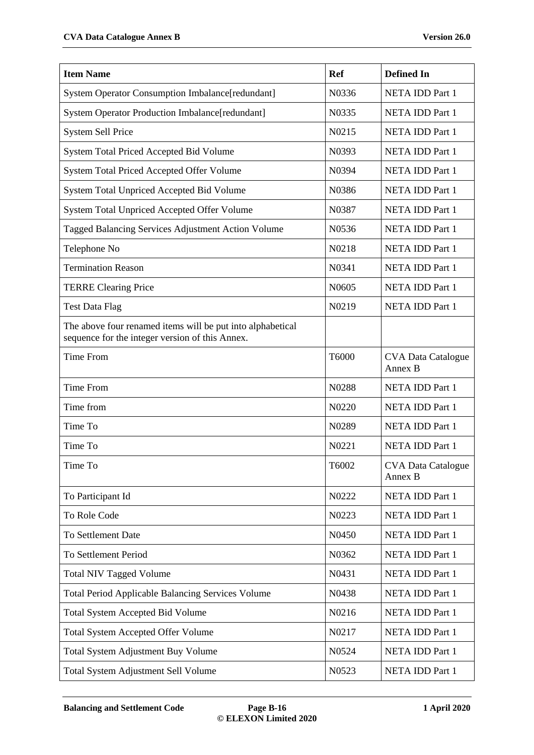| Item Name | Ref | Defined In |
| --- | --- | --- |
| System Operator Consumption Imbalance[redundant] | N0336 | NETA IDD Part 1 |
| System Operator Production Imbalance[redundant] | N0335 | NETA IDD Part 1 |
| System Sell Price | N0215 | NETA IDD Part 1 |
| System Total Priced Accepted Bid Volume | N0393 | NETA IDD Part 1 |
| System Total Priced Accepted Offer Volume | N0394 | NETA IDD Part 1 |
| System Total Unpriced Accepted Bid Volume | N0386 | NETA IDD Part 1 |
| System Total Unpriced Accepted Offer Volume | N0387 | NETA IDD Part 1 |
| Tagged Balancing Services Adjustment Action Volume | N0536 | NETA IDD Part 1 |
| Telephone No | N0218 | NETA IDD Part 1 |
| Termination Reason | N0341 | NETA IDD Part 1 |
| TERRE Clearing Price | N0605 | NETA IDD Part 1 |
| Test Data Flag | N0219 | NETA IDD Part 1 |
| The above four renamed items will be put into alphabetical sequence for the integer version of this Annex. | | |
| Time From | T6000 | CVA Data Catalogue Annex B |
| Time From | N0288 | NETA IDD Part 1 |
| Time from | N0220 | NETA IDD Part 1 |
| Time To | N0289 | NETA IDD Part 1 |
| Time To | N0221 | NETA IDD Part 1 |
| Time To | T6002 | CVA Data Catalogue Annex B |
| To Participant Id | N0222 | NETA IDD Part 1 |
| To Role Code | N0223 | NETA IDD Part 1 |
| To Settlement Date | N0450 | NETA IDD Part 1 |
| To Settlement Period | N0362 | NETA IDD Part 1 |
| Total NIV Tagged Volume | N0431 | NETA IDD Part 1 |
| Total Period Applicable Balancing Services Volume | N0438 | NETA IDD Part 1 |
| Total System Accepted Bid Volume | N0216 | NETA IDD Part 1 |
| Total System Accepted Offer Volume | N0217 | NETA IDD Part 1 |
| Total System Adjustment Buy Volume | N0524 | NETA IDD Part 1 |
| Total System Adjustment Sell Volume | N0523 | NETA IDD Part 1 |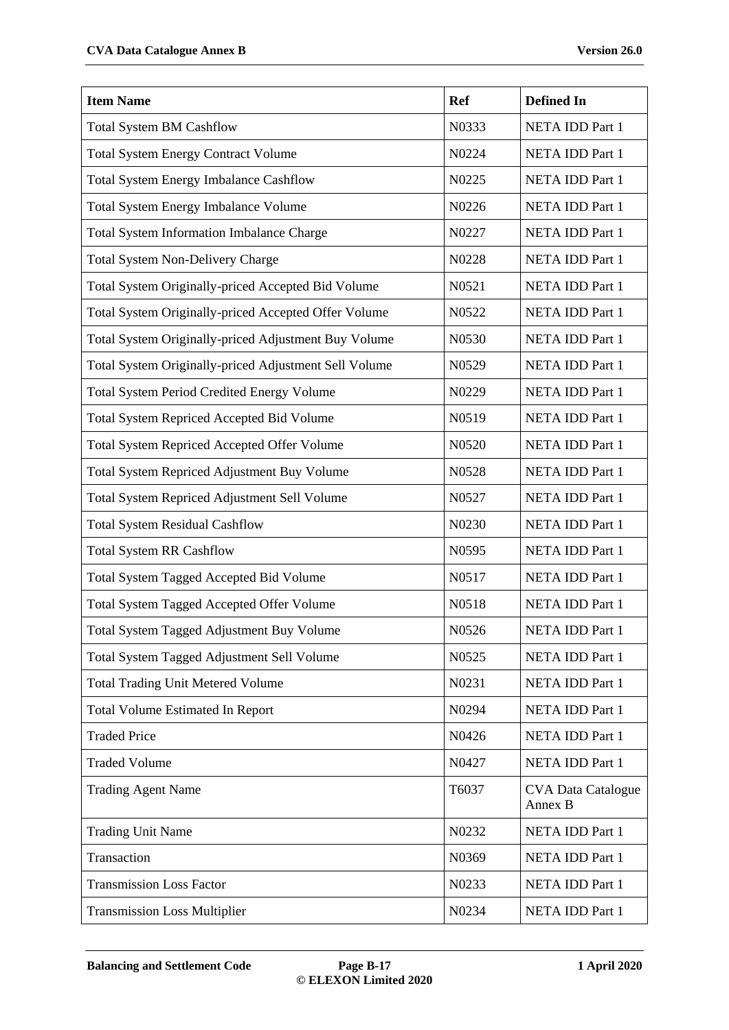| Item Name | Ref | Defined In |
|---|---|---|
| Total System BM Cashflow | N0333 | NETA IDD Part 1 |
| Total System Energy Contract Volume | N0224 | NETA IDD Part 1 |
| Total System Energy Imbalance Cashflow | N0225 | NETA IDD Part 1 |
| Total System Energy Imbalance Volume | N0226 | NETA IDD Part 1 |
| Total System Information Imbalance Charge | N0227 | NETA IDD Part 1 |
| Total System Non-Delivery Charge | N0228 | NETA IDD Part 1 |
| Total System Originally-priced Accepted Bid Volume | N0521 | NETA IDD Part 1 |
| Total System Originally-priced Accepted Offer Volume | N0522 | NETA IDD Part 1 |
| Total System Originally-priced Adjustment Buy Volume | N0530 | NETA IDD Part 1 |
| Total System Originally-priced Adjustment Sell Volume | N0529 | NETA IDD Part 1 |
| Total System Period Credited Energy Volume | N0229 | NETA IDD Part 1 |
| Total System Repriced Accepted Bid Volume | N0519 | NETA IDD Part 1 |
| Total System Repriced Accepted Offer Volume | N0520 | NETA IDD Part 1 |
| Total System Repriced Adjustment Buy Volume | N0528 | NETA IDD Part 1 |
| Total System Repriced Adjustment Sell Volume | N0527 | NETA IDD Part 1 |
| Total System Residual Cashflow | N0230 | NETA IDD Part 1 |
| Total System RR Cashflow | N0595 | NETA IDD Part 1 |
| Total System Tagged Accepted Bid Volume | N0517 | NETA IDD Part 1 |
| Total System Tagged Accepted Offer Volume | N0518 | NETA IDD Part 1 |
| Total System Tagged Adjustment Buy Volume | N0526 | NETA IDD Part 1 |
| Total System Tagged Adjustment Sell Volume | N0525 | NETA IDD Part 1 |
| Total Trading Unit Metered Volume | N0231 | NETA IDD Part 1 |
| Total Volume Estimated In Report | N0294 | NETA IDD Part 1 |
| Traded Price | N0426 | NETA IDD Part 1 |
| Traded Volume | N0427 | NETA IDD Part 1 |
| Trading Agent Name | T6037 | CVA Data Catalogue Annex B |
| Trading Unit Name | N0232 | NETA IDD Part 1 |
| Transaction | N0369 | NETA IDD Part 1 |
| Transmission Loss Factor | N0233 | NETA IDD Part 1 |
| Transmission Loss Multiplier | N0234 | NETA IDD Part 1 |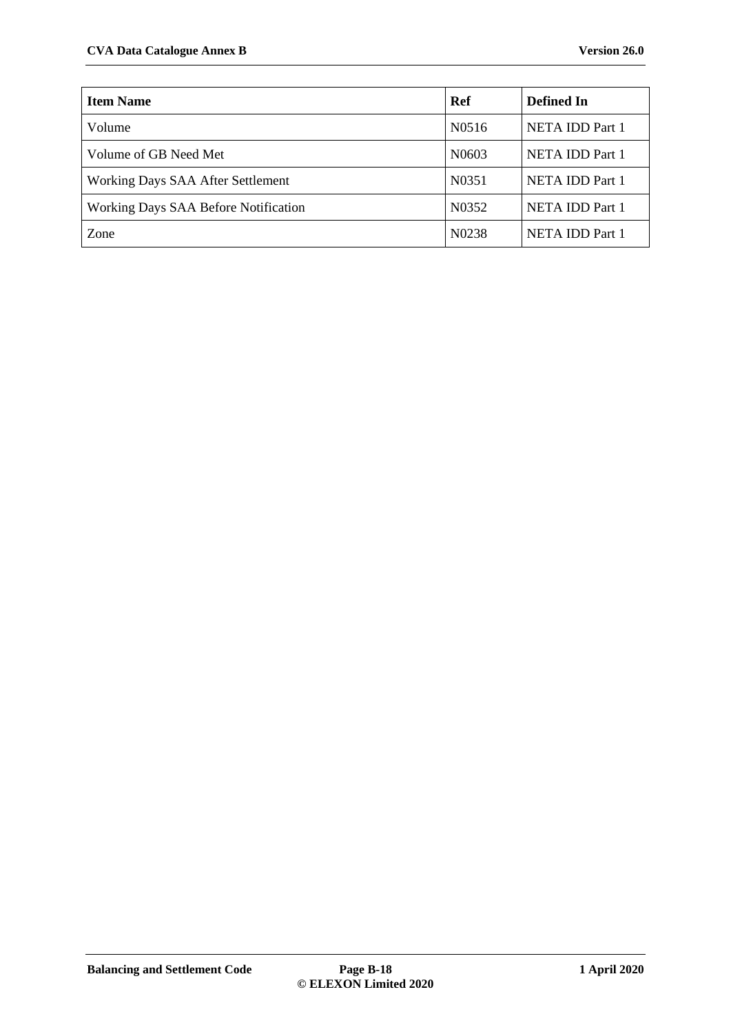| Item Name | Ref | Defined In |
|---|---|---|
| Volume | N0516 | NETA IDD Part 1 |
| Volume of GB Need Met | N0603 | NETA IDD Part 1 |
| Working Days SAA After Settlement | N0351 | NETA IDD Part 1 |
| Working Days SAA Before Notification | N0352 | NETA IDD Part 1 |
| Zone | N0238 | NETA IDD Part 1 |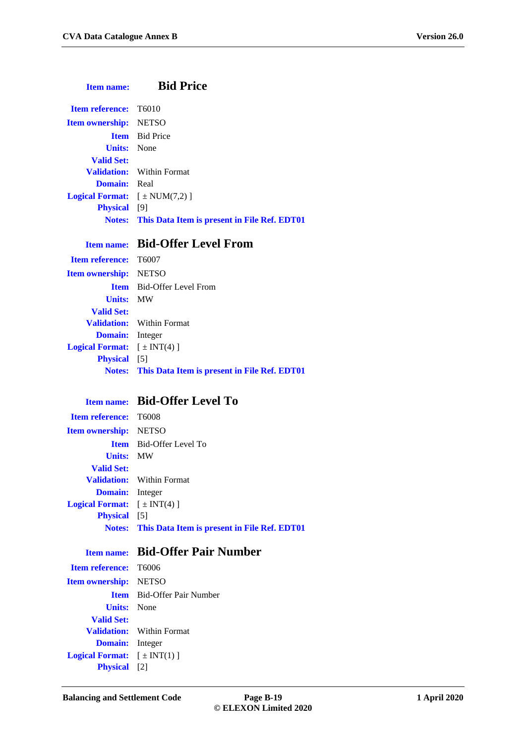**Item name:** **Bid Price**

**Item reference:** T6010
**Item ownership:** NETSO
**Item** Bid Price
**Units:** None
**Valid Set:**
**Validation:** Within Format
**Domain:** Real
**Logical Format:** [ ± NUM(7,2) ]
**Physical** [9]
**Notes:** **This Data Item is present in File Ref. EDT01**

**Item name:** **Bid-Offer Level From**

**Item reference:** T6007
**Item ownership:** NETSO
**Item** Bid-Offer Level From
**Units:** MW
**Valid Set:**
**Validation:** Within Format
**Domain:** Integer
**Logical Format:** [ ± INT(4) ]
**Physical** [5]
**Notes:** **This Data Item is present in File Ref. EDT01**

**Item name:** **Bid-Offer Level To**

**Item reference:** T6008
**Item ownership:** NETSO
**Item** Bid-Offer Level To
**Units:** MW
**Valid Set:**
**Validation:** Within Format
**Domain:** Integer
**Logical Format:** [ ± INT(4) ]
**Physical** [5]
**Notes:** **This Data Item is present in File Ref. EDT01**

**Item name:** **Bid-Offer Pair Number**

**Item reference:** T6006
**Item ownership:** NETSO
**Item** Bid-Offer Pair Number
**Units:** None
**Valid Set:**
**Validation:** Within Format
**Domain:** Integer
**Logical Format:** [ ± INT(1) ]
**Physical** [2]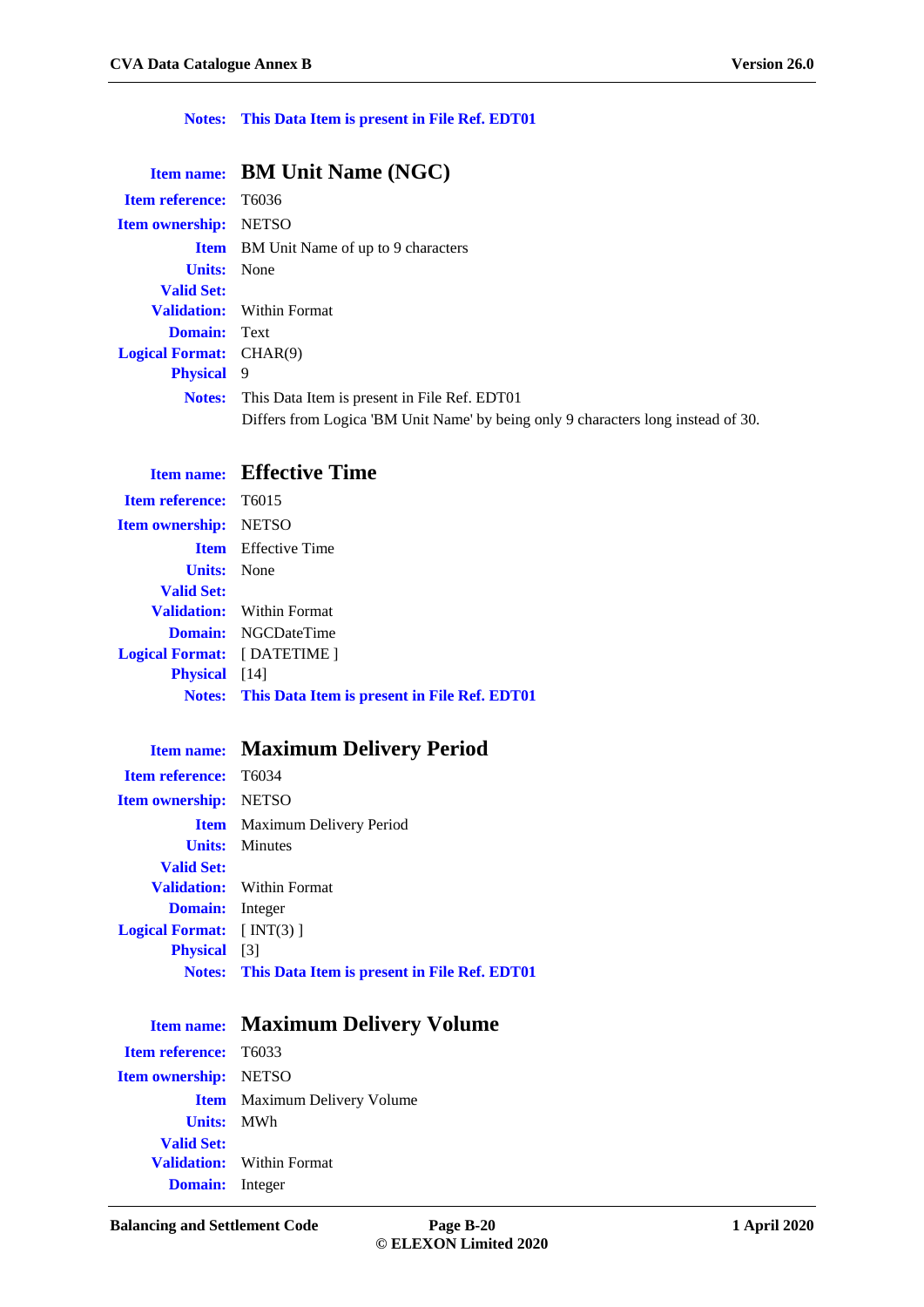**Notes:** **This Data Item is present in File Ref. EDT01**

**Item name:** **BM Unit Name (NGC)**

**Item reference:** T6036

**Item ownership:** NETSO

**Item** BM Unit Name of up to 9 characters

**Units:** None

**Valid Set:**

**Validation:** Within Format

**Domain:** Text

**Logical Format:** CHAR(9)

**Physical** 9

**Notes:** This Data Item is present in File Ref. EDT01
Differs from Logica 'BM Unit Name' by being only 9 characters long instead of 30.

**Item name:** **Effective Time**

**Item reference:** T6015

**Item ownership:** NETSO

**Item** Effective Time

**Units:** None

**Valid Set:**

**Validation:** Within Format

**Domain:** NGCDateTime

**Logical Format:** [ DATETIME ]

**Physical** [14]

**Notes:** **This Data Item is present in File Ref. EDT01**

**Item name:** **Maximum Delivery Period**

**Item reference:** T6034

**Item ownership:** NETSO

**Item** Maximum Delivery Period

**Units:** Minutes

**Valid Set:**

**Validation:** Within Format

**Domain:** Integer

**Logical Format:** [ INT(3) ]

**Physical** [3]

**Notes:** **This Data Item is present in File Ref. EDT01**

**Item name:** **Maximum Delivery Volume**

**Item reference:** T6033

**Item ownership:** NETSO

**Item** Maximum Delivery Volume

**Units:** MWh

**Valid Set:**

**Validation:** Within Format

**Domain:** Integer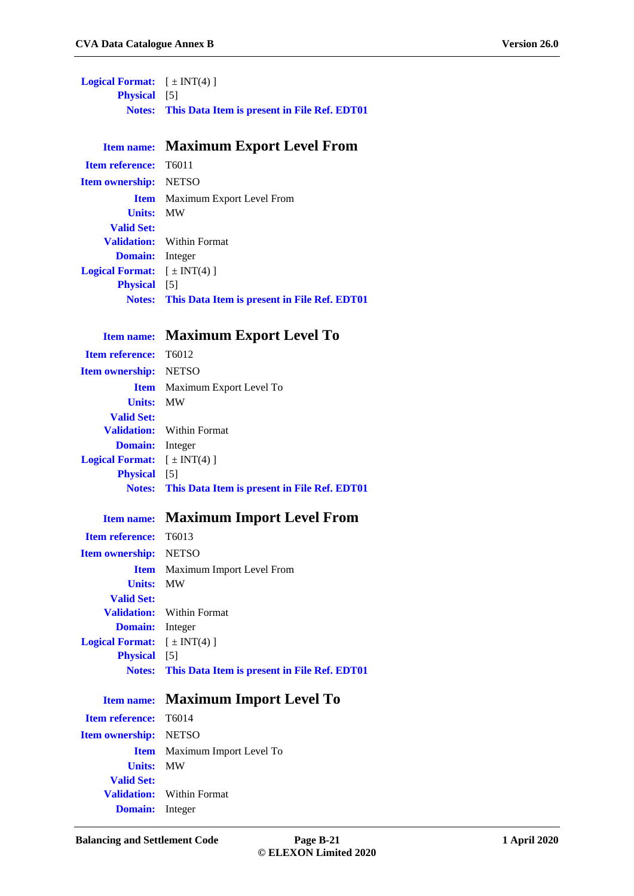**Logical Format:** [ ± INT(4) ]
**Physical** [5]
**Notes:** **This Data Item is present in File Ref. EDT01**

**Item name:** **Maximum Export Level From**
**Item reference:** T6011
**Item ownership:** NETSO
**Item** Maximum Export Level From
**Units:** MW
**Valid Set:**
**Validation:** Within Format
**Domain:** Integer
**Logical Format:** [ ± INT(4) ]
**Physical** [5]
**Notes:** **This Data Item is present in File Ref. EDT01**

**Item name:** **Maximum Export Level To**
**Item reference:** T6012
**Item ownership:** NETSO
**Item** Maximum Export Level To
**Units:** MW
**Valid Set:**
**Validation:** Within Format
**Domain:** Integer
**Logical Format:** [ ± INT(4) ]
**Physical** [5]
**Notes:** **This Data Item is present in File Ref. EDT01**

**Item name:** **Maximum Import Level From**
**Item reference:** T6013
**Item ownership:** NETSO
**Item** Maximum Import Level From
**Units:** MW
**Valid Set:**
**Validation:** Within Format
**Domain:** Integer
**Logical Format:** [ ± INT(4) ]
**Physical** [5]
**Notes:** **This Data Item is present in File Ref. EDT01**

**Item name:** **Maximum Import Level To**
**Item reference:** T6014
**Item ownership:** NETSO
**Item** Maximum Import Level To
**Units:** MW
**Valid Set:**
**Validation:** Within Format
**Domain:** Integer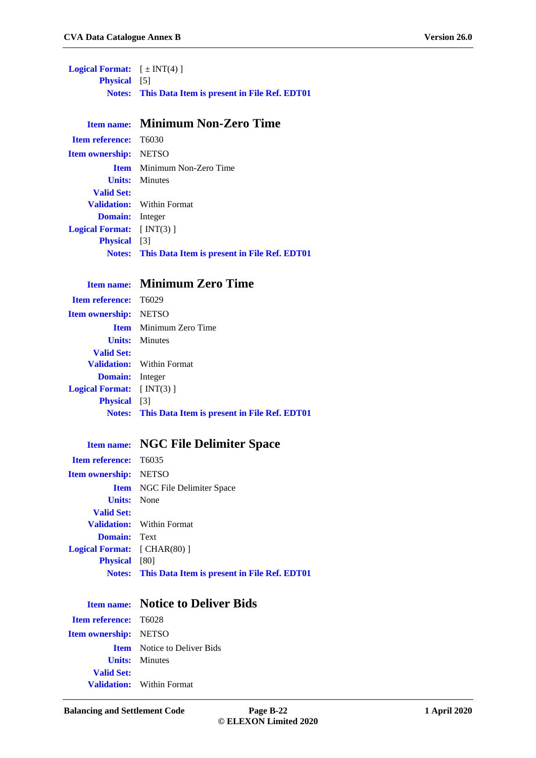**Logical Format:** [ ± INT(4) ]
**Physical** [5]
**Notes:** **This Data Item is present in File Ref. EDT01**

**Item name:** **Minimum Non-Zero Time**

**Item reference:** T6030
**Item ownership:** NETSO
**Item** Minimum Non-Zero Time
**Units:** Minutes
**Valid Set:**
**Validation:** Within Format
**Domain:** Integer
**Logical Format:** [ INT(3) ]
**Physical** [3]
**Notes:** **This Data Item is present in File Ref. EDT01**

**Item name:** **Minimum Zero Time**

**Item reference:** T6029
**Item ownership:** NETSO
**Item** Minimum Zero Time
**Units:** Minutes
**Valid Set:**
**Validation:** Within Format
**Domain:** Integer
**Logical Format:** [ INT(3) ]
**Physical** [3]
**Notes:** **This Data Item is present in File Ref. EDT01**

**Item name:** **NGC File Delimiter Space**

**Item reference:** T6035
**Item ownership:** NETSO
**Item** NGC File Delimiter Space
**Units:** None
**Valid Set:**
**Validation:** Within Format
**Domain:** Text
**Logical Format:** [ CHAR(80) ]
**Physical** [80]
**Notes:** **This Data Item is present in File Ref. EDT01**

**Item name:** **Notice to Deliver Bids**

**Item reference:** T6028
**Item ownership:** NETSO
**Item** Notice to Deliver Bids
**Units:** Minutes
**Valid Set:**
**Validation:** Within Format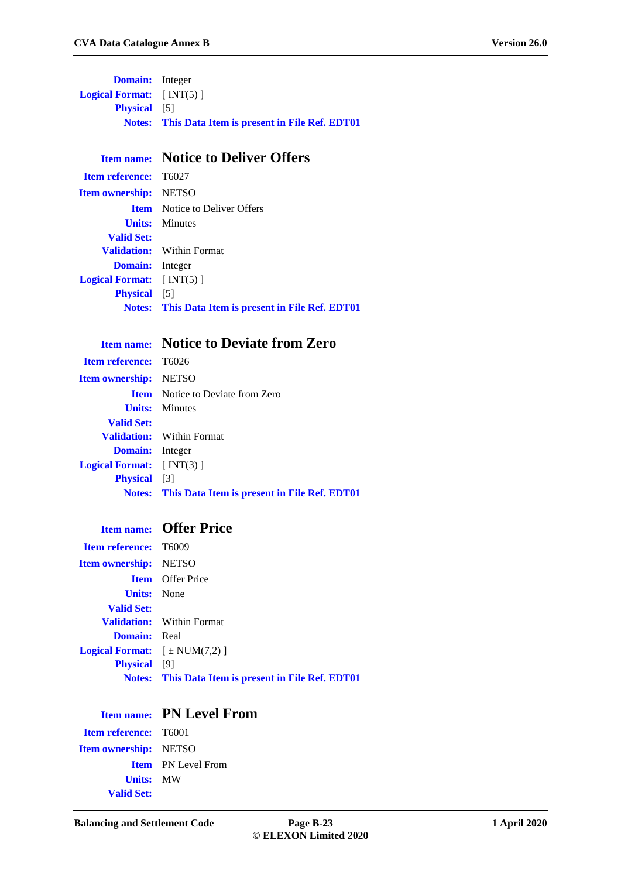**Domain:** Integer
**Logical Format:** [ INT(5) ]
**Physical** [5]
**Notes:** **This Data Item is present in File Ref. EDT01**

**Item name:** **Notice to Deliver Offers**
**Item reference:** T6027
**Item ownership:** NETSO
**Item** Notice to Deliver Offers
**Units:** Minutes
**Valid Set:**
**Validation:** Within Format
**Domain:** Integer
**Logical Format:** [ INT(5) ]
**Physical** [5]
**Notes:** **This Data Item is present in File Ref. EDT01**

**Item name:** **Notice to Deviate from Zero**
**Item reference:** T6026
**Item ownership:** NETSO
**Item** Notice to Deviate from Zero
**Units:** Minutes
**Valid Set:**
**Validation:** Within Format
**Domain:** Integer
**Logical Format:** [ INT(3) ]
**Physical** [3]
**Notes:** **This Data Item is present in File Ref. EDT01**

**Item name:** **Offer Price**
**Item reference:** T6009
**Item ownership:** NETSO
**Item** Offer Price
**Units:** None
**Valid Set:**
**Validation:** Within Format
**Domain:** Real
**Logical Format:** [ ± NUM(7,2) ]
**Physical** [9]
**Notes:** **This Data Item is present in File Ref. EDT01**

**Item name:** **PN Level From**
**Item reference:** T6001
**Item ownership:** NETSO
**Item** PN Level From
**Units:** MW
**Valid Set:**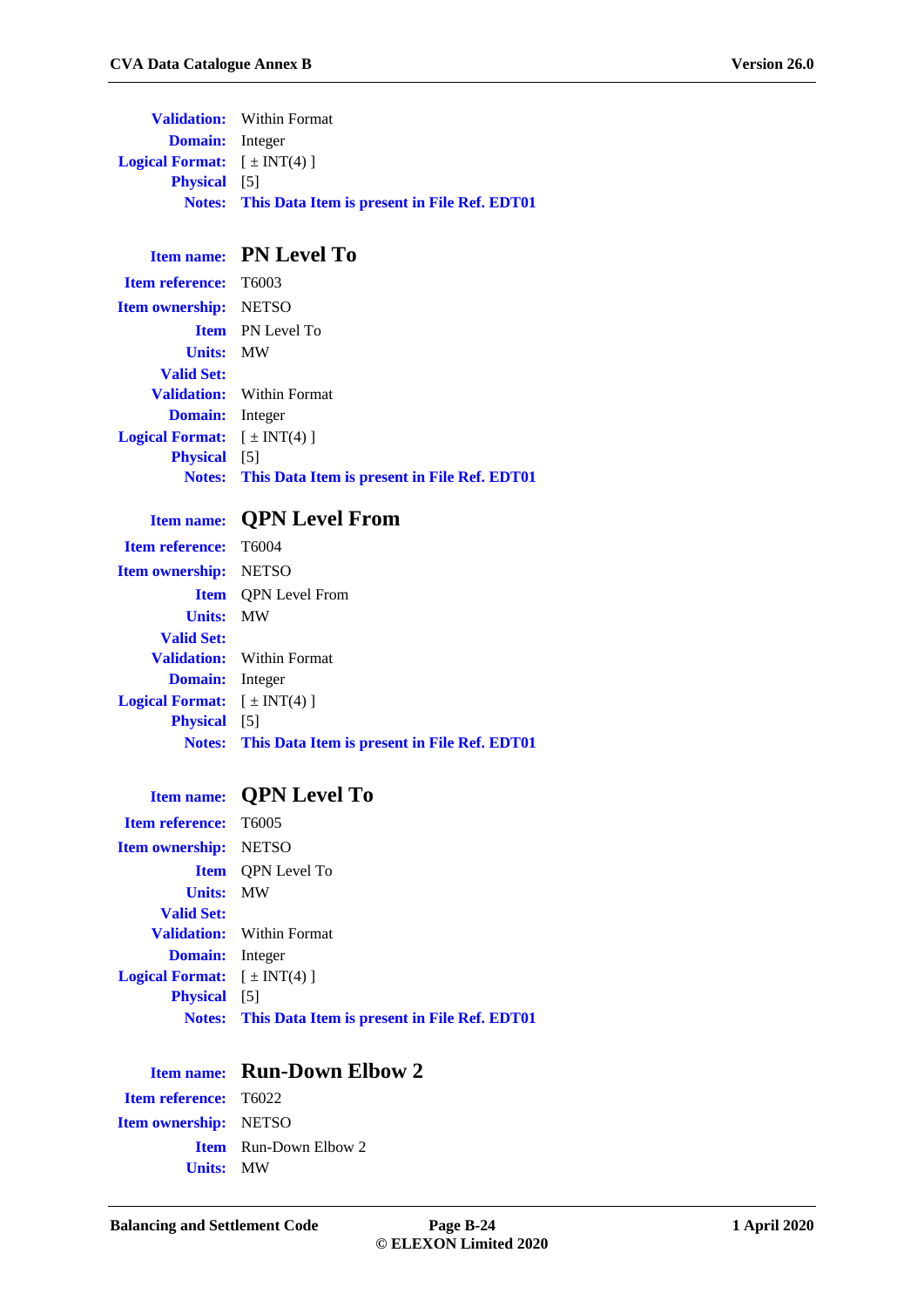**Validation:** Within Format
**Domain:** Integer
**Logical Format:** [ ± INT(4) ]
**Physical** [5]
**Notes:** **This Data Item is present in File Ref. EDT01**

**Item name:** **PN Level To**

**Item reference:** T6003
**Item ownership:** NETSO
**Item** PN Level To
**Units:** MW
**Valid Set:**
**Validation:** Within Format
**Domain:** Integer
**Logical Format:** [ ± INT(4) ]
**Physical** [5]
**Notes:** **This Data Item is present in File Ref. EDT01**

**Item name:** **QPN Level From**

**Item reference:** T6004
**Item ownership:** NETSO
**Item** QPN Level From
**Units:** MW
**Valid Set:**
**Validation:** Within Format
**Domain:** Integer
**Logical Format:** [ ± INT(4) ]
**Physical** [5]
**Notes:** **This Data Item is present in File Ref. EDT01**

**Item name:** **QPN Level To**

**Item reference:** T6005
**Item ownership:** NETSO
**Item** QPN Level To
**Units:** MW
**Valid Set:**
**Validation:** Within Format
**Domain:** Integer
**Logical Format:** [ ± INT(4) ]
**Physical** [5]
**Notes:** **This Data Item is present in File Ref. EDT01**

**Item name:** **Run-Down Elbow 2**

**Item reference:** T6022
**Item ownership:** NETSO
**Item** Run-Down Elbow 2
**Units:** MW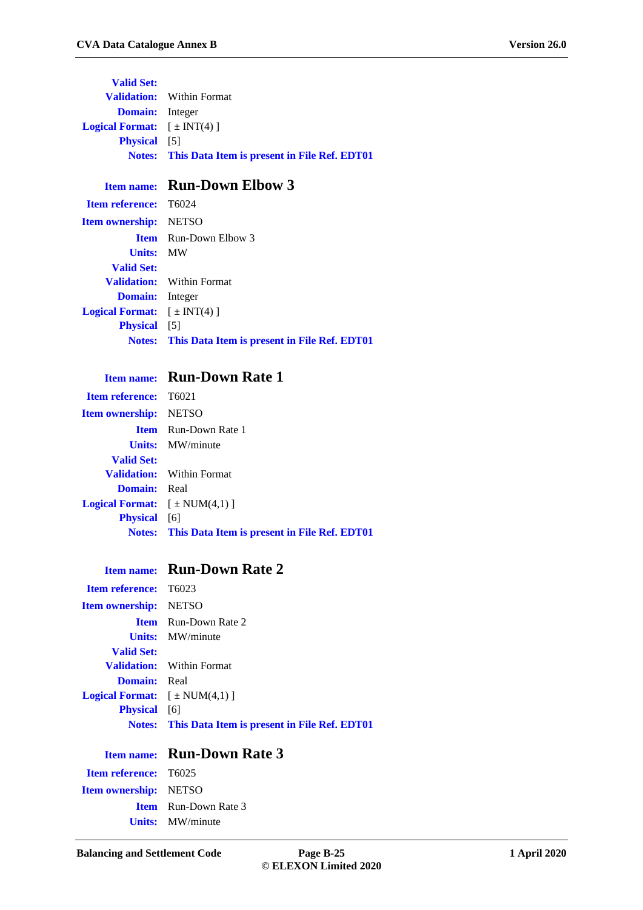**Valid Set:**
**Validation:** Within Format
**Domain:** Integer
**Logical Format:** [ ± INT(4) ]
**Physical** [5]
**Notes:** **This Data Item is present in File Ref. EDT01**

**Item name:** **Run-Down Elbow 3**
**Item reference:** T6024
**Item ownership:** NETSO
**Item** Run-Down Elbow 3
**Units:** MW
**Valid Set:**
**Validation:** Within Format
**Domain:** Integer
**Logical Format:** [ ± INT(4) ]
**Physical** [5]
**Notes:** **This Data Item is present in File Ref. EDT01**

**Item name:** **Run-Down Rate 1**
**Item reference:** T6021
**Item ownership:** NETSO
**Item** Run-Down Rate 1
**Units:** MW/minute
**Valid Set:**
**Validation:** Within Format
**Domain:** Real
**Logical Format:** [ ± NUM(4,1) ]
**Physical** [6]
**Notes:** **This Data Item is present in File Ref. EDT01**

**Item name:** **Run-Down Rate 2**
**Item reference:** T6023
**Item ownership:** NETSO
**Item** Run-Down Rate 2
**Units:** MW/minute
**Valid Set:**
**Validation:** Within Format
**Domain:** Real
**Logical Format:** [ ± NUM(4,1) ]
**Physical** [6]
**Notes:** **This Data Item is present in File Ref. EDT01**

**Item name:** **Run-Down Rate 3**
**Item reference:** T6025
**Item ownership:** NETSO
**Item** Run-Down Rate 3
**Units:** MW/minute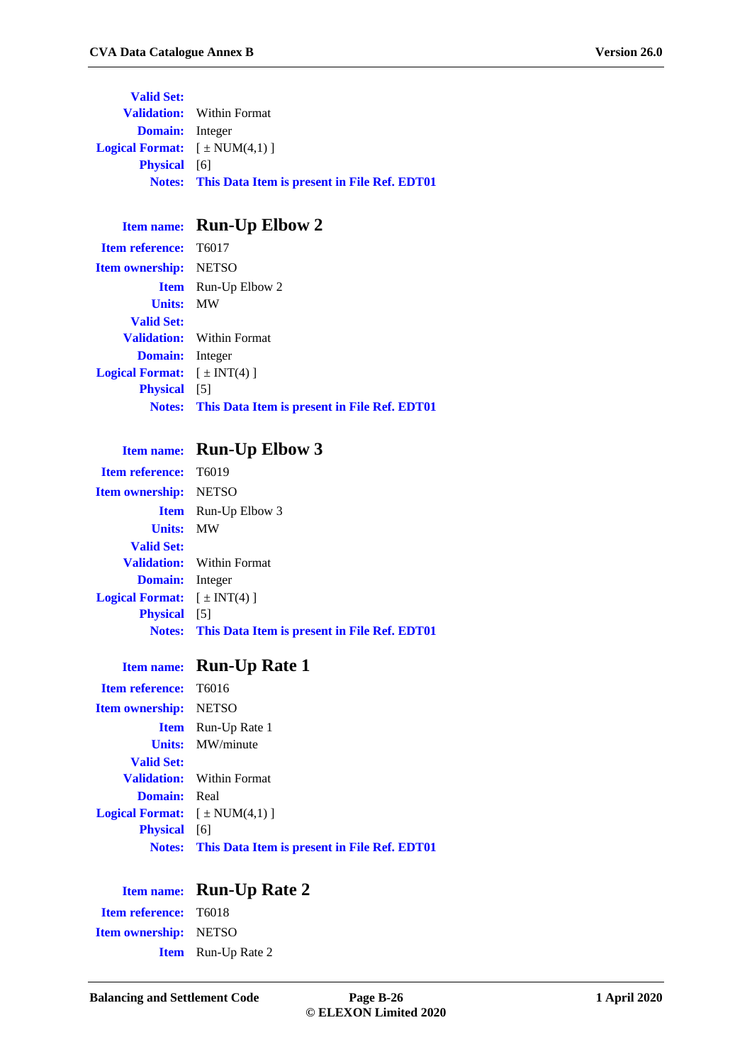**Valid Set:**
**Validation:** Within Format
**Domain:** Integer
**Logical Format:** [ ± NUM(4,1) ]
**Physical** [6]
**Notes:** **This Data Item is present in File Ref. EDT01**

**Item name:** **Run-Up Elbow 2**
**Item reference:** T6017
**Item ownership:** NETSO
**Item** Run-Up Elbow 2
**Units:** MW
**Valid Set:**
**Validation:** Within Format
**Domain:** Integer
**Logical Format:** [ ± INT(4) ]
**Physical** [5]
**Notes:** **This Data Item is present in File Ref. EDT01**

**Item name:** **Run-Up Elbow 3**
**Item reference:** T6019
**Item ownership:** NETSO
**Item** Run-Up Elbow 3
**Units:** MW
**Valid Set:**
**Validation:** Within Format
**Domain:** Integer
**Logical Format:** [ ± INT(4) ]
**Physical** [5]
**Notes:** **This Data Item is present in File Ref. EDT01**

**Item name:** **Run-Up Rate 1**
**Item reference:** T6016
**Item ownership:** NETSO
**Item** Run-Up Rate 1
**Units:** MW/minute
**Valid Set:**
**Validation:** Within Format
**Domain:** Real
**Logical Format:** [ ± NUM(4,1) ]
**Physical** [6]
**Notes:** **This Data Item is present in File Ref. EDT01**

**Item name:** **Run-Up Rate 2**
**Item reference:** T6018
**Item ownership:** NETSO
**Item** Run-Up Rate 2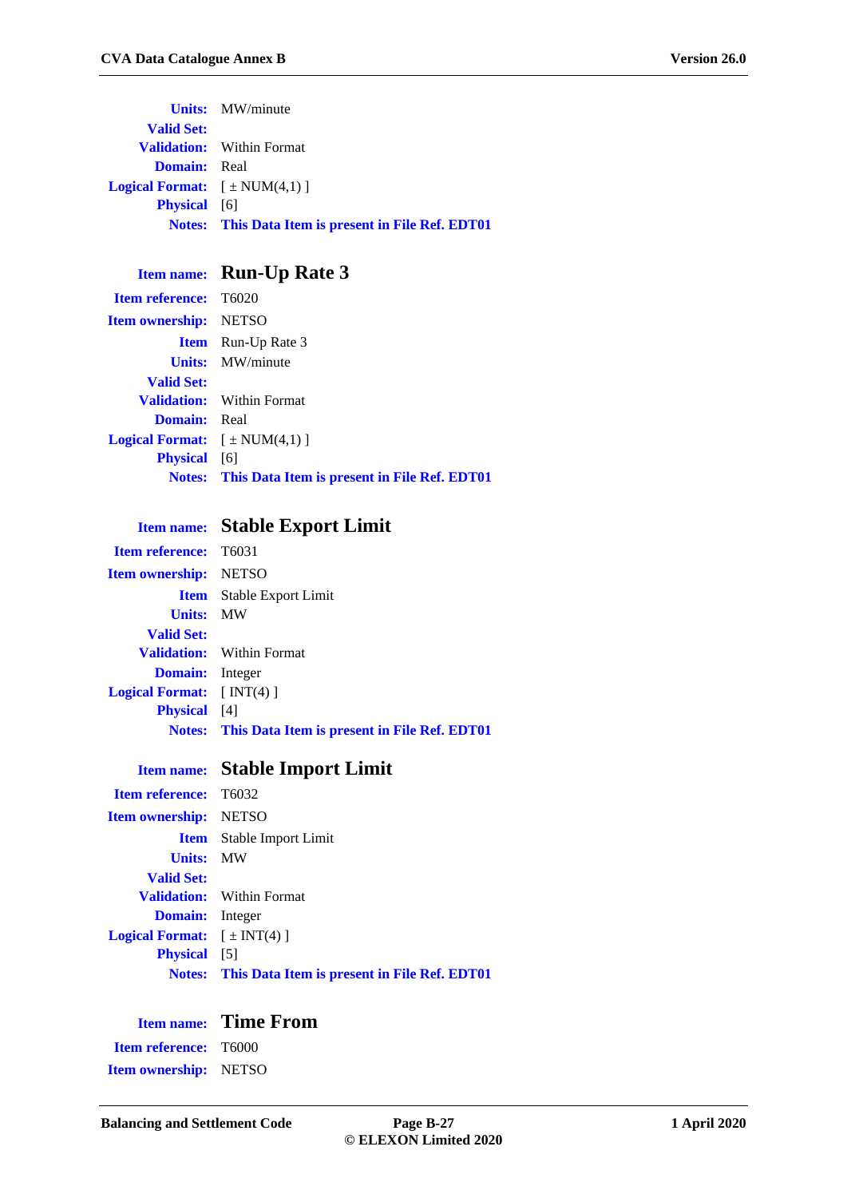**Units:** MW/minute
**Valid Set:**
**Validation:** Within Format
**Domain:** Real
**Logical Format:** [ ± NUM(4,1) ]
**Physical** [6]
**Notes:** **This Data Item is present in File Ref. EDT01**

**Item name:** **Run-Up Rate 3**
**Item reference:** T6020
**Item ownership:** NETSO
**Item** Run-Up Rate 3
**Units:** MW/minute
**Valid Set:**
**Validation:** Within Format
**Domain:** Real
**Logical Format:** [ ± NUM(4,1) ]
**Physical** [6]
**Notes:** **This Data Item is present in File Ref. EDT01**

**Item name:** **Stable Export Limit**
**Item reference:** T6031
**Item ownership:** NETSO
**Item** Stable Export Limit
**Units:** MW
**Valid Set:**
**Validation:** Within Format
**Domain:** Integer
**Logical Format:** [ INT(4) ]
**Physical** [4]
**Notes:** **This Data Item is present in File Ref. EDT01**

**Item name:** **Stable Import Limit**
**Item reference:** T6032
**Item ownership:** NETSO
**Item** Stable Import Limit
**Units:** MW
**Valid Set:**
**Validation:** Within Format
**Domain:** Integer
**Logical Format:** [ ± INT(4) ]
**Physical** [5]
**Notes:** **This Data Item is present in File Ref. EDT01**

**Item name:** **Time From**
**Item reference:** T6000
**Item ownership:** NETSO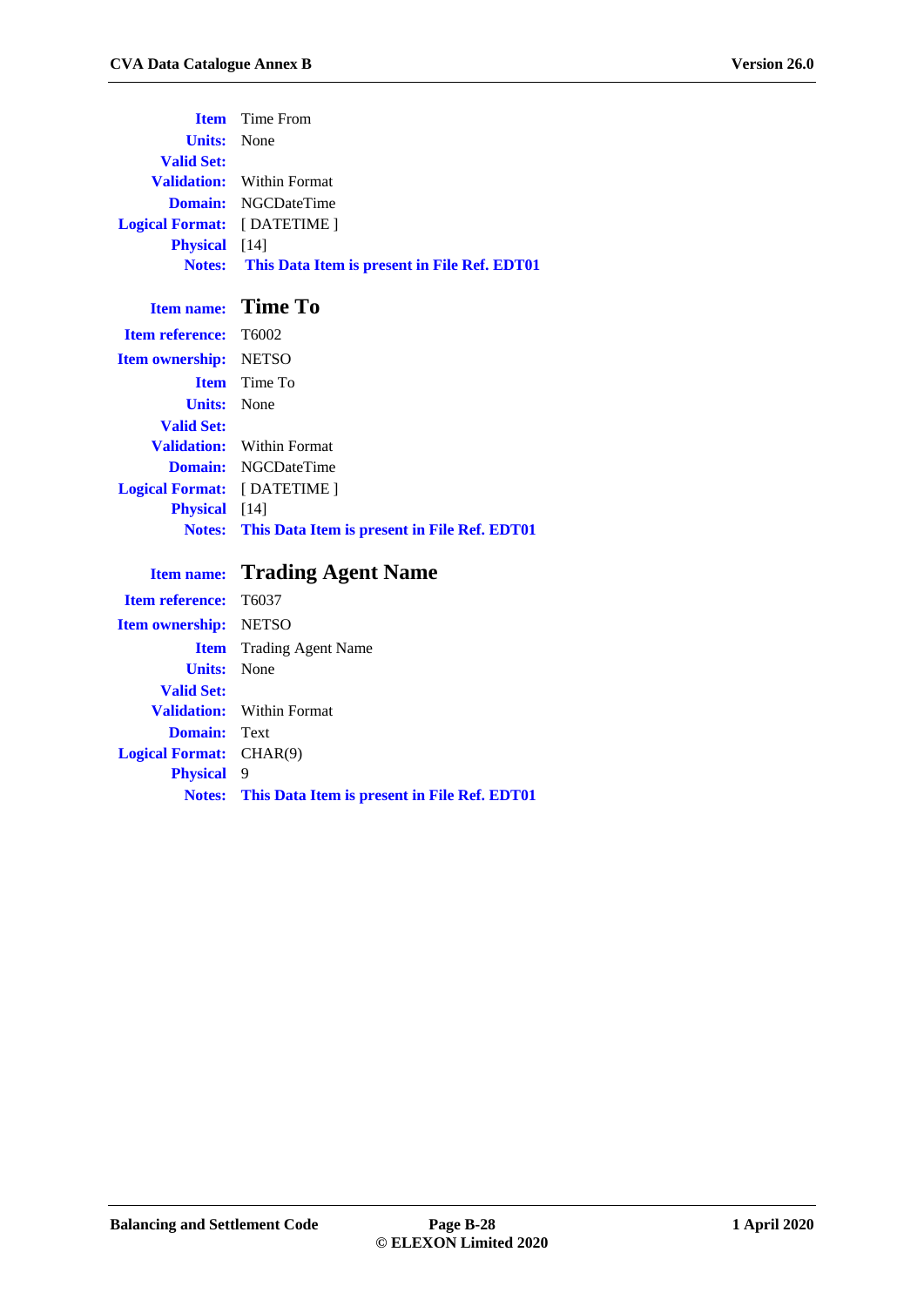**Item** Time From
**Units:** None
**Valid Set:**
**Validation:** Within Format
**Domain:** NGCDateTime
**Logical Format:** [ DATETIME ]
**Physical** [14]
**Notes:** **This Data Item is present in File Ref. EDT01**

**Item name:** **Time To**
**Item reference:** T6002
**Item ownership:** NETSO
**Item** Time To
**Units:** None
**Valid Set:**
**Validation:** Within Format
**Domain:** NGCDateTime
**Logical Format:** [ DATETIME ]
**Physical** [14]
**Notes:** **This Data Item is present in File Ref. EDT01**

**Item name:** **Trading Agent Name**
**Item reference:** T6037
**Item ownership:** NETSO
**Item** Trading Agent Name
**Units:** None
**Valid Set:**
**Validation:** Within Format
**Domain:** Text
**Logical Format:** CHAR(9)
**Physical** 9
**Notes:** **This Data Item is present in File Ref. EDT01**